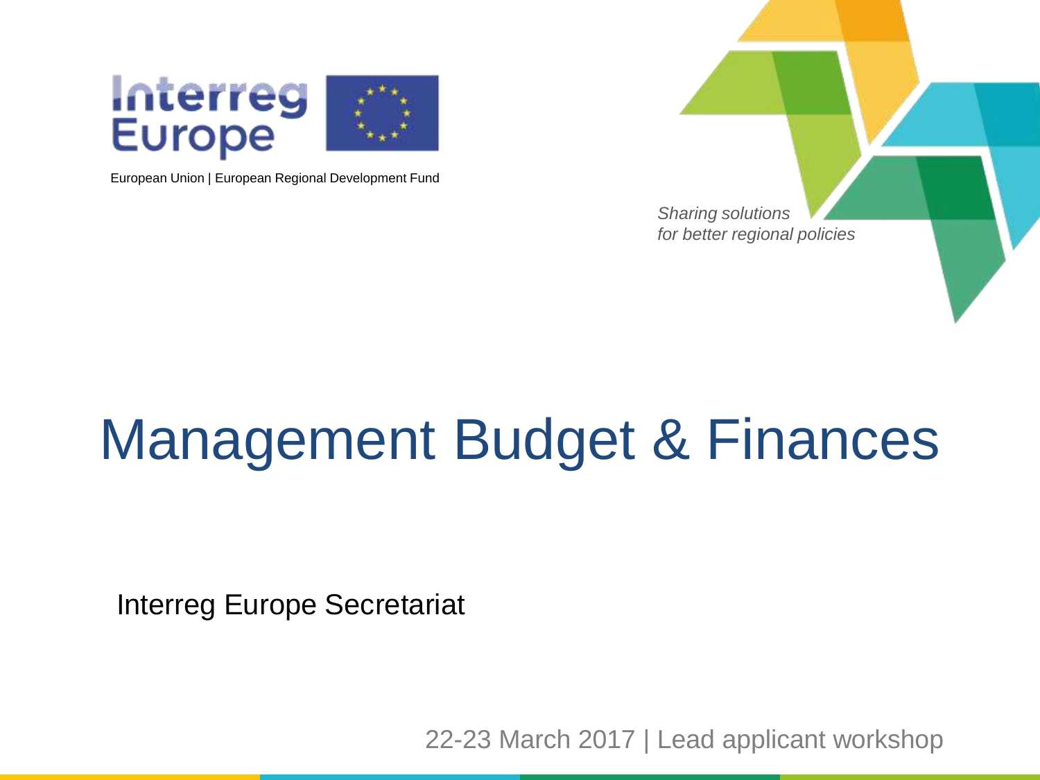Interreg Europe

European Union | European Regional Development Fund

*Sharing solutions for better regional policies*

# Management Budget & Finances

Interreg Europe Secretariat

22-23 March 2017 | Lead applicant workshop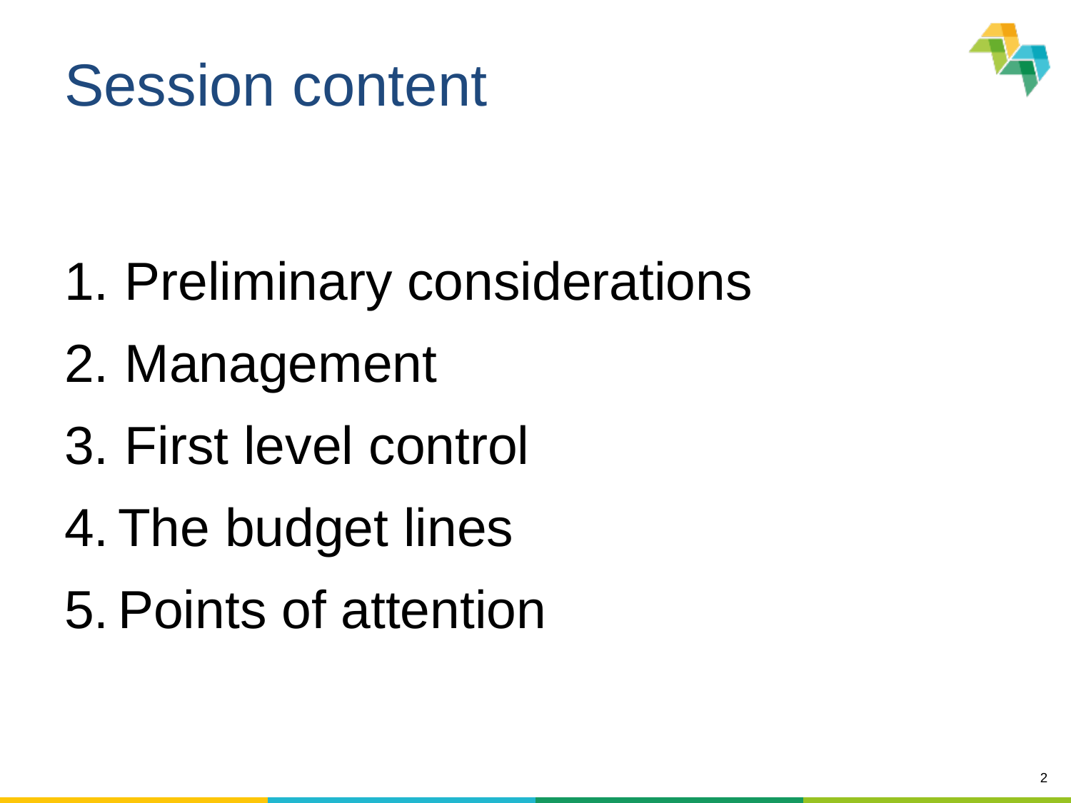# Session content

1. Preliminary considerations
2. Management
3. First level control
4. The budget lines
5. Points of attention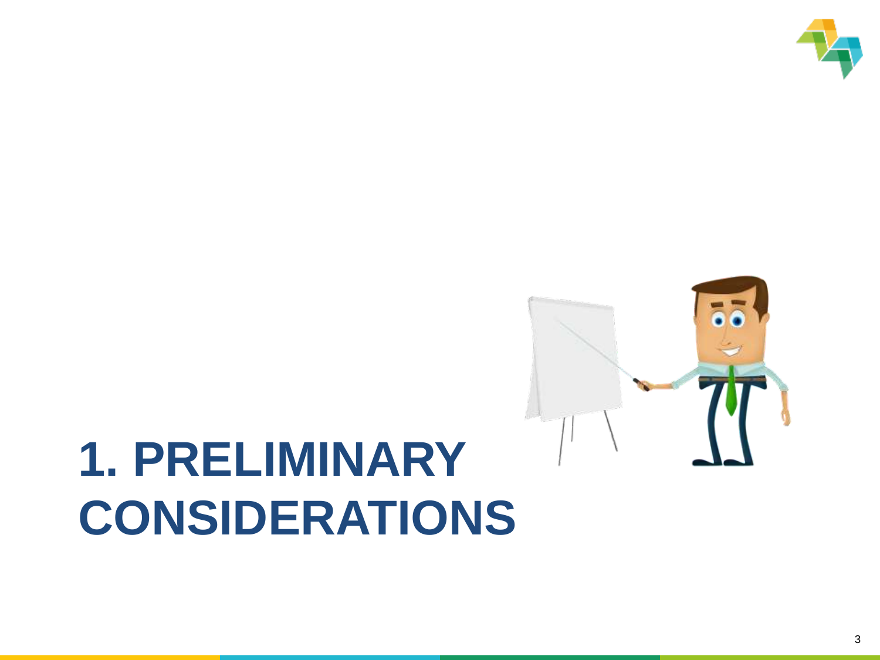# 1. PRELIMINARY CONSIDERATIONS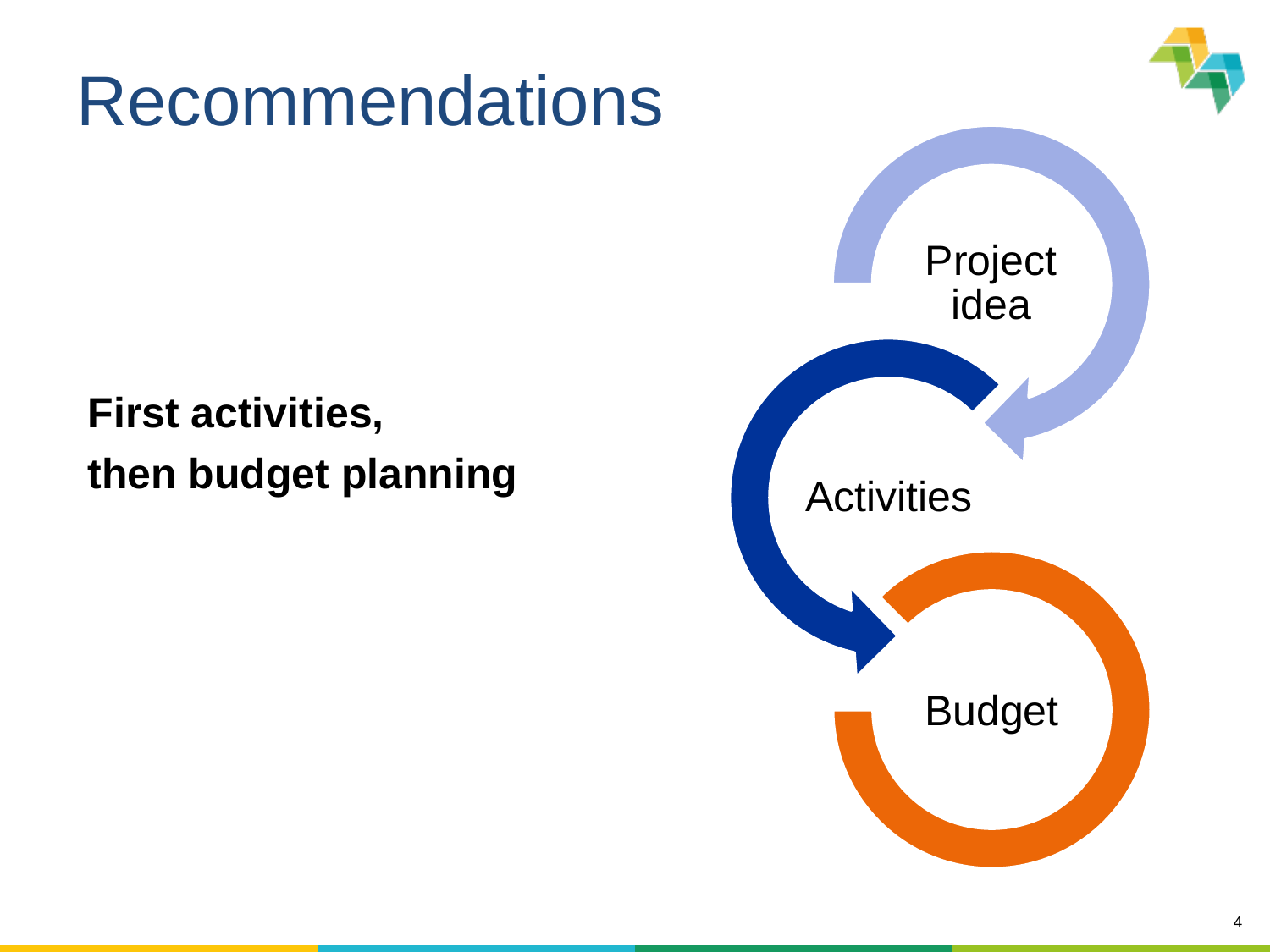# Recommendations

**First activities,**
**then budget planning**

Project idea

Activities

Budget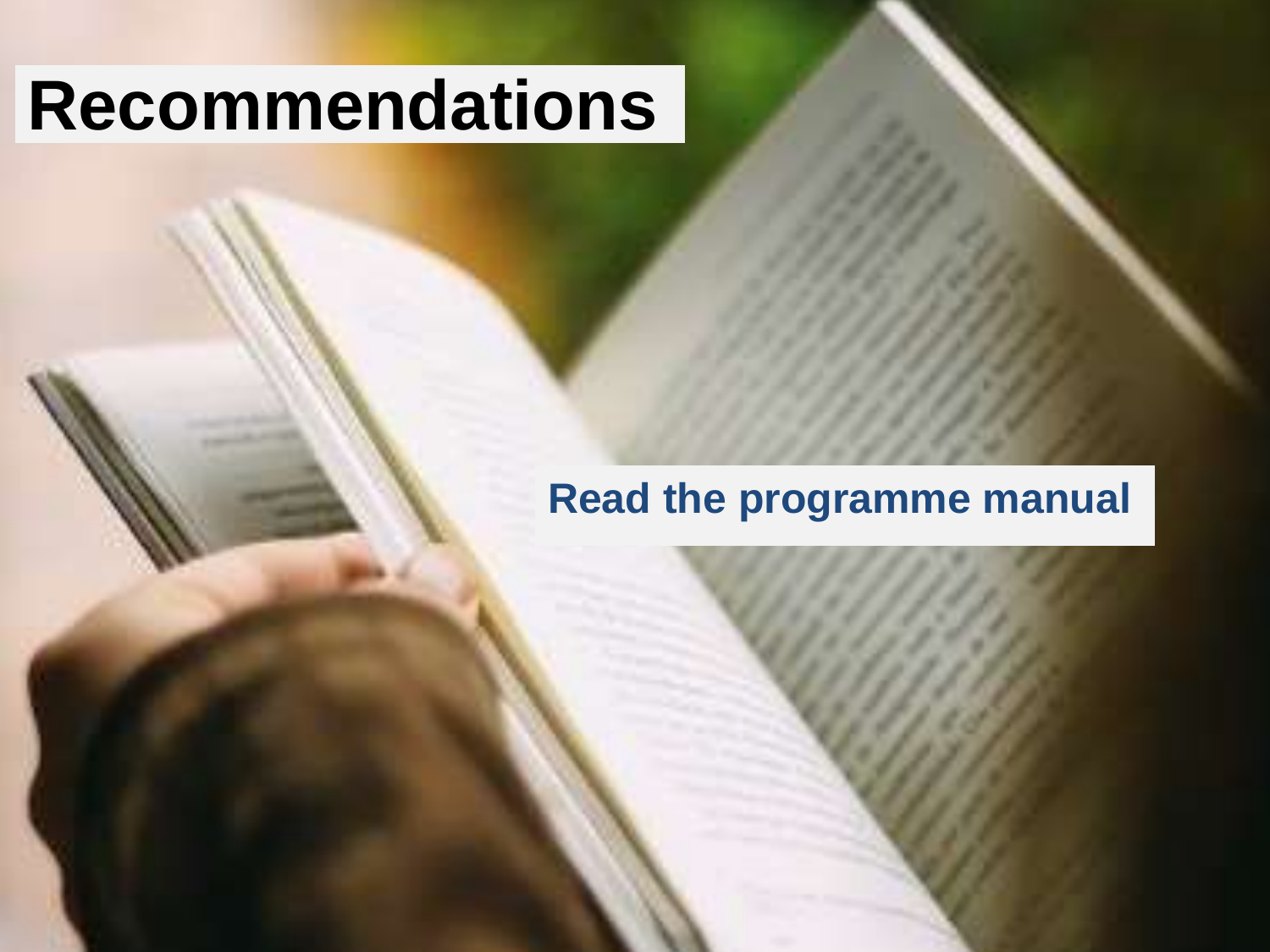# Recommendations

Read the programme manual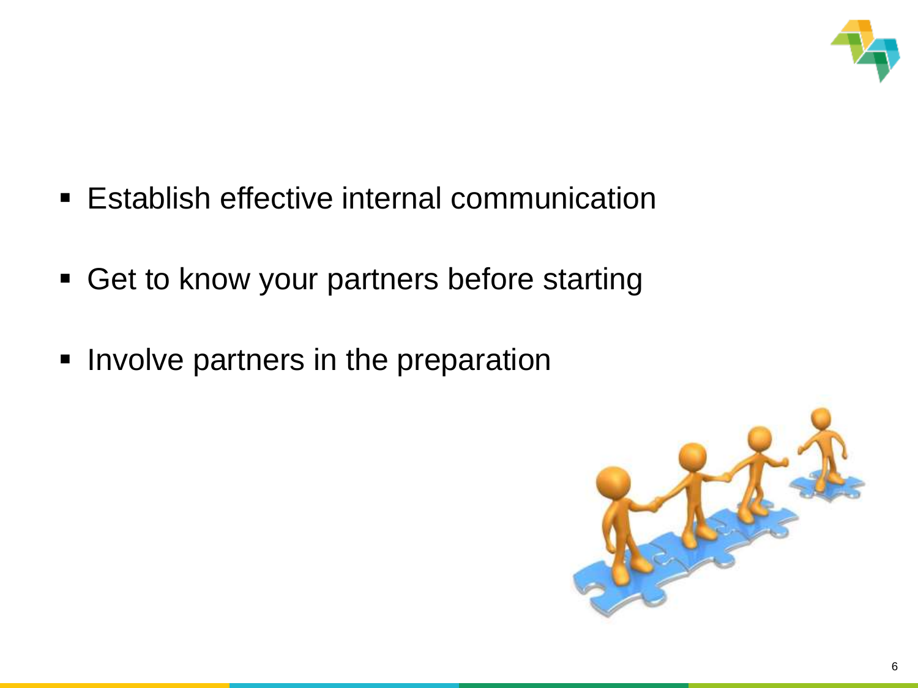- Establish effective internal communication
- Get to know your partners before starting
- Involve partners in the preparation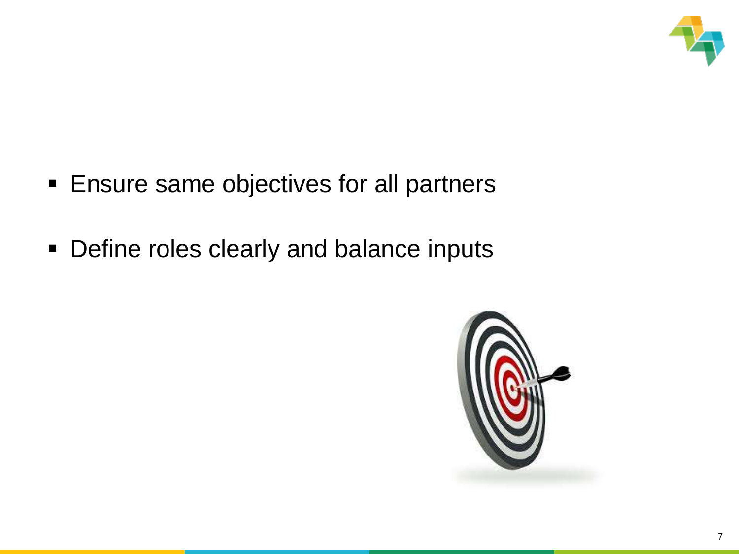- Ensure same objectives for all partners
- Define roles clearly and balance inputs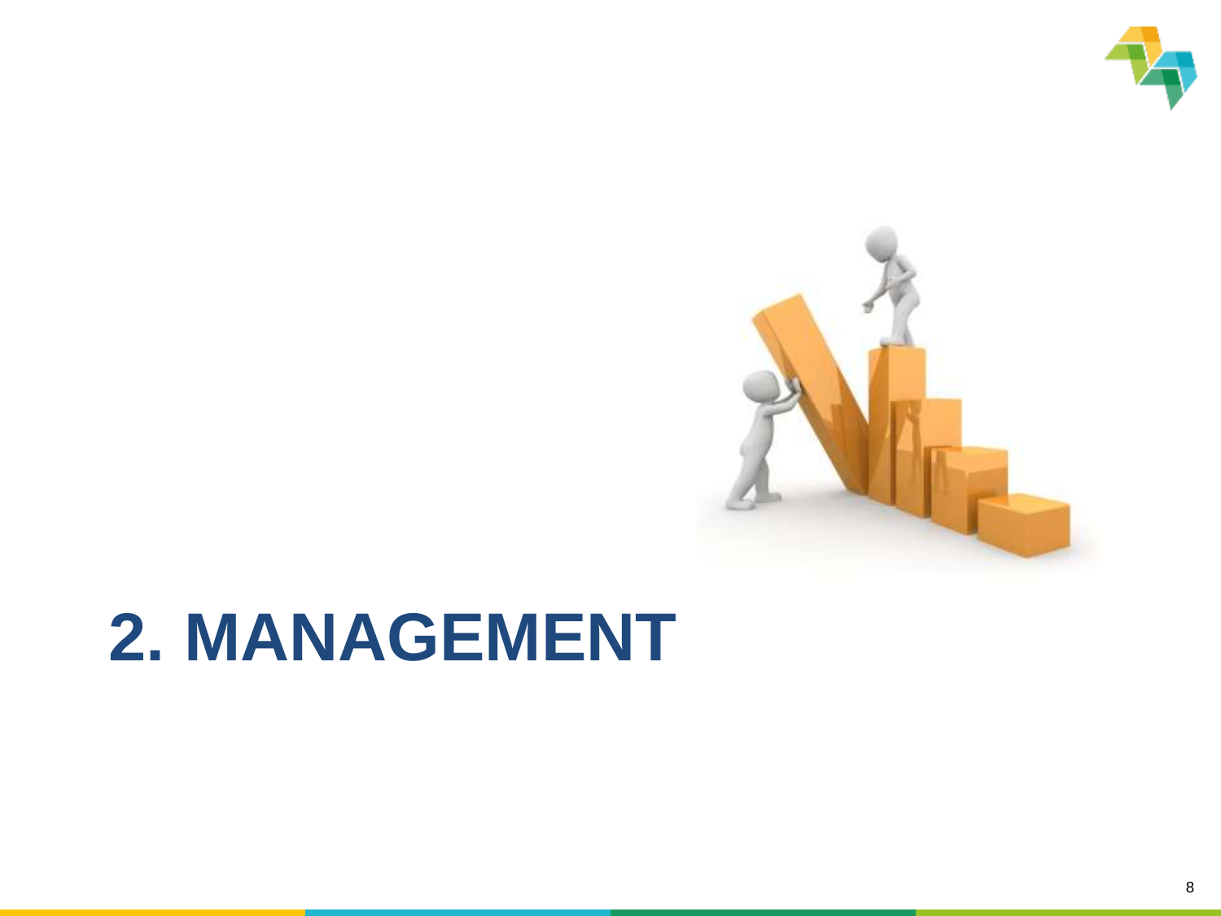# 2. MANAGEMENT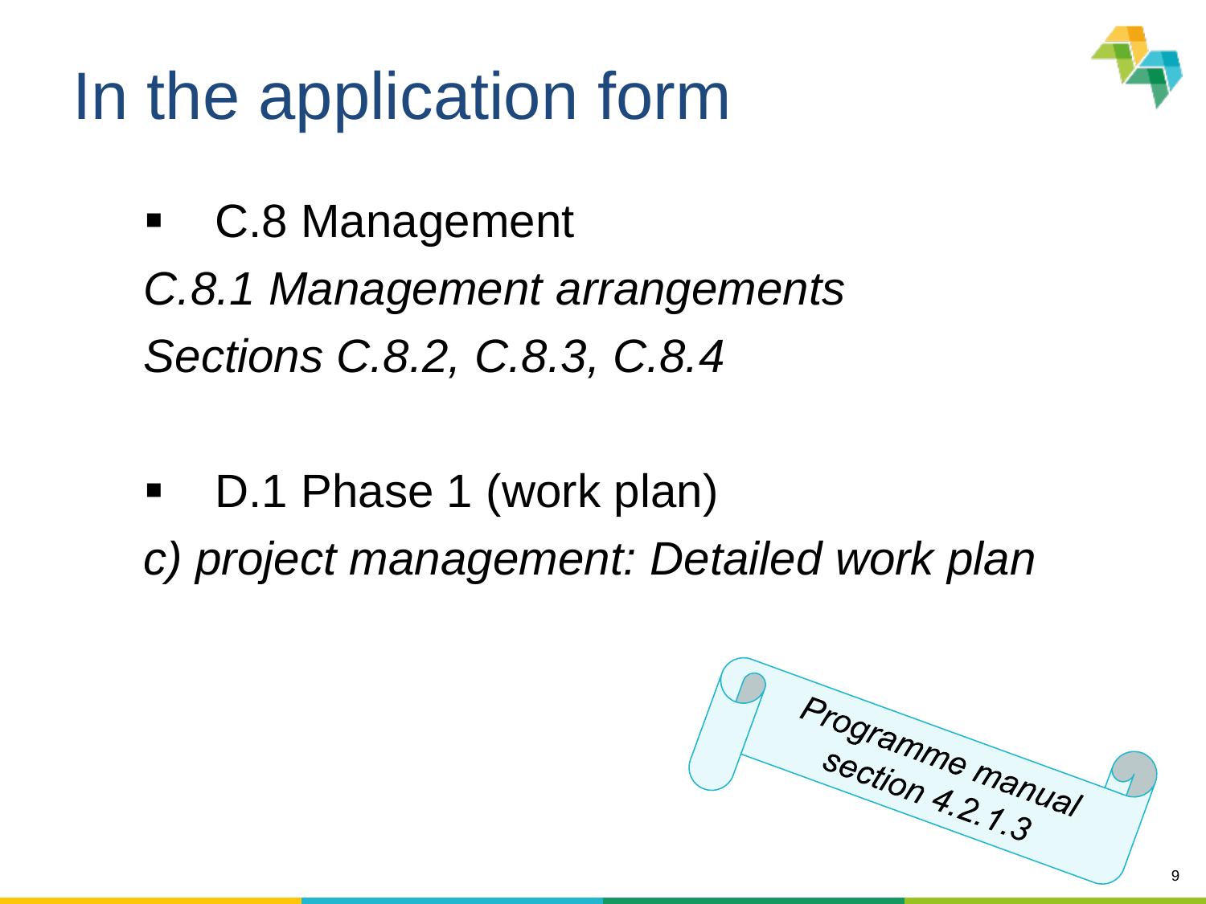# In the application form

- C.8 Management

*C.8.1 Management arrangements*

*Sections C.8.2, C.8.3, C.8.4*

- D.1 Phase 1 (work plan)

*c) project management: Detailed work plan*

*Programme manual section 4.2.1.3*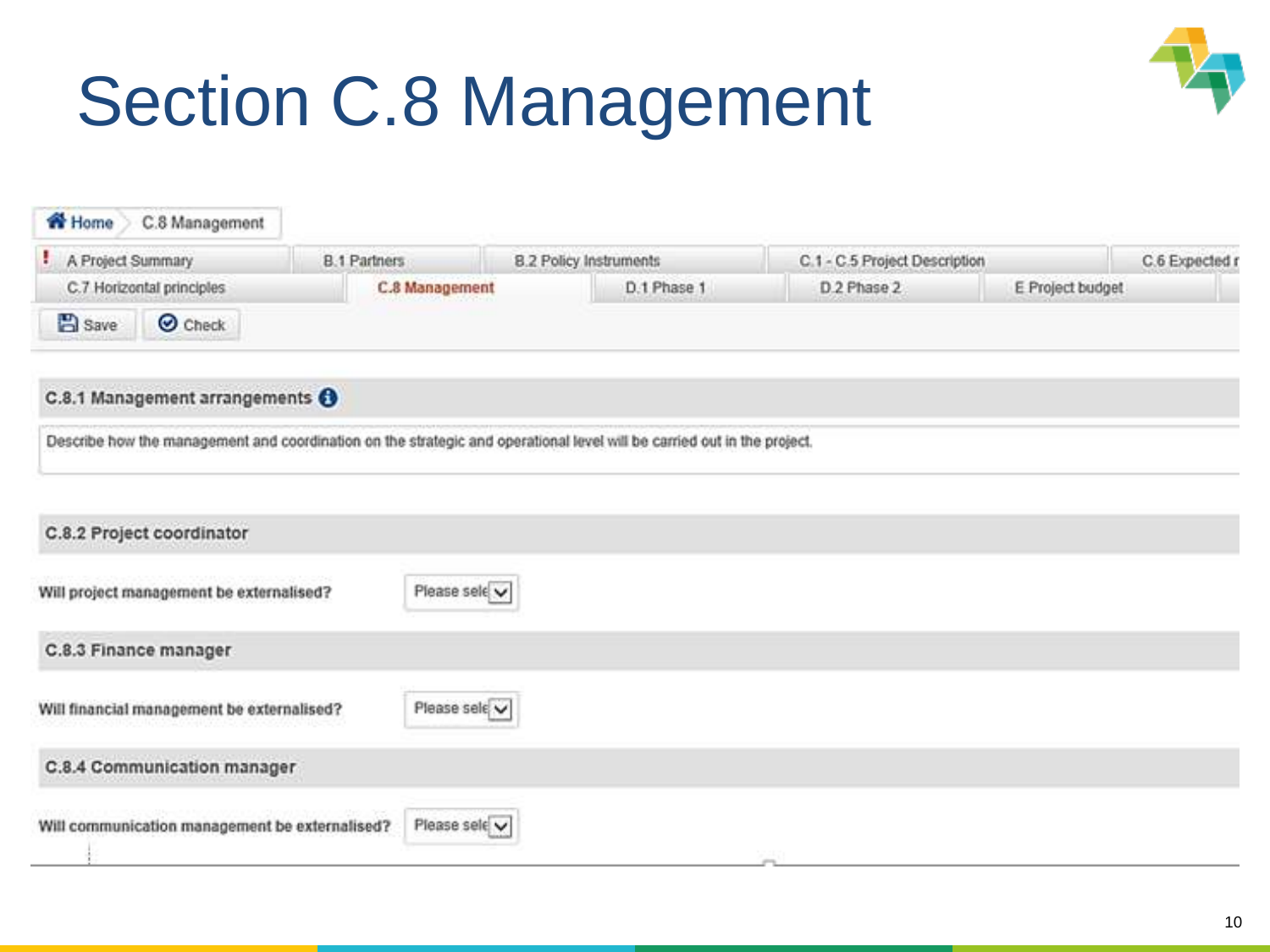# Section C.8 Management

Home > C.8 Management

A Project Summary | B.1 Partners | B.2 Policy Instruments | C.1 - C.5 Project Description | C.6 Expected r
C.7 Horizontal principles | **C.8 Management** | D.1 Phase 1 | D.2 Phase 2 | E Project budget

Save | Check

## C.8.1 Management arrangements

Describe how the management and coordination on the strategic and operational level will be carried out in the project.

## C.8.2 Project coordinator

**Will project management be externalised?** Please sele

## C.8.3 Finance manager

**Will financial management be externalised?** Please sele

## C.8.4 Communication manager

**Will communication management be externalised?** Please sele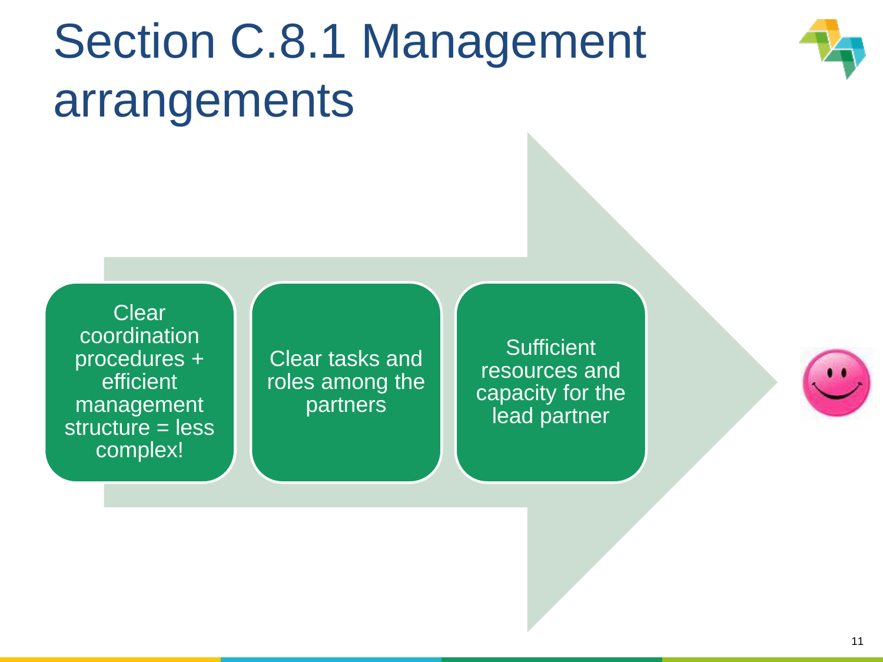# Section C.8.1 Management arrangements

- Clear coordination procedures + efficient management structure = less complex!
- Clear tasks and roles among the partners
- Sufficient resources and capacity for the lead partner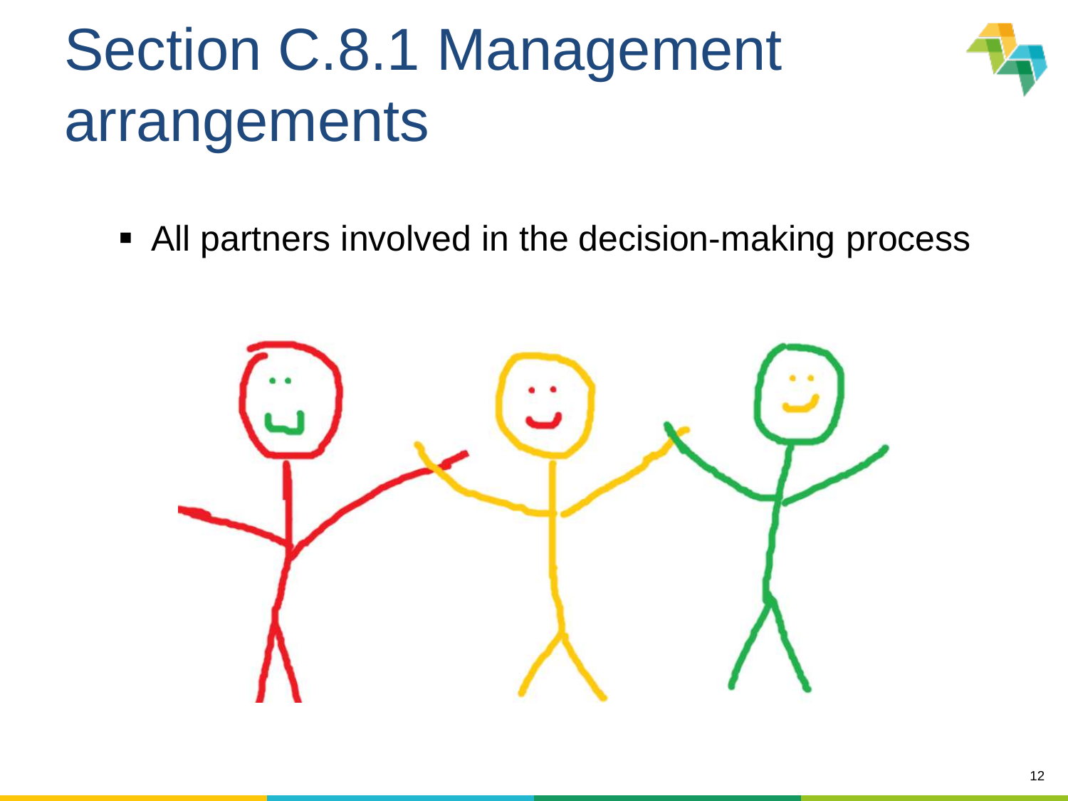# Section C.8.1 Management arrangements

- All partners involved in the decision-making process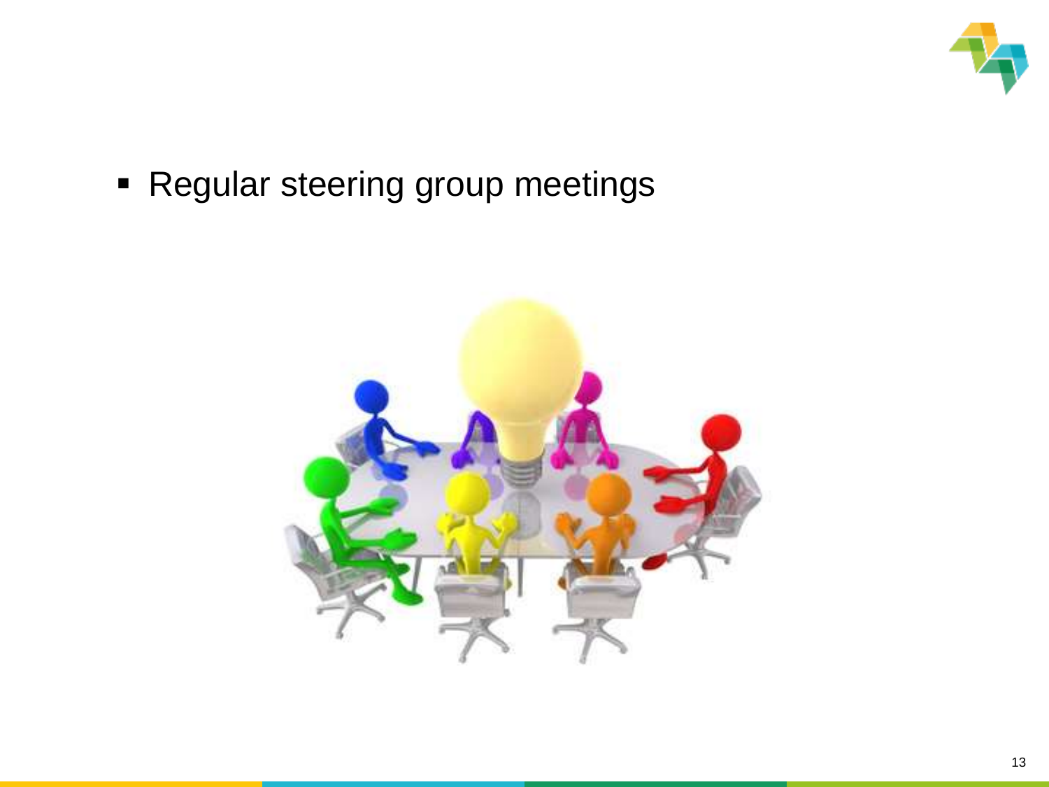- Regular steering group meetings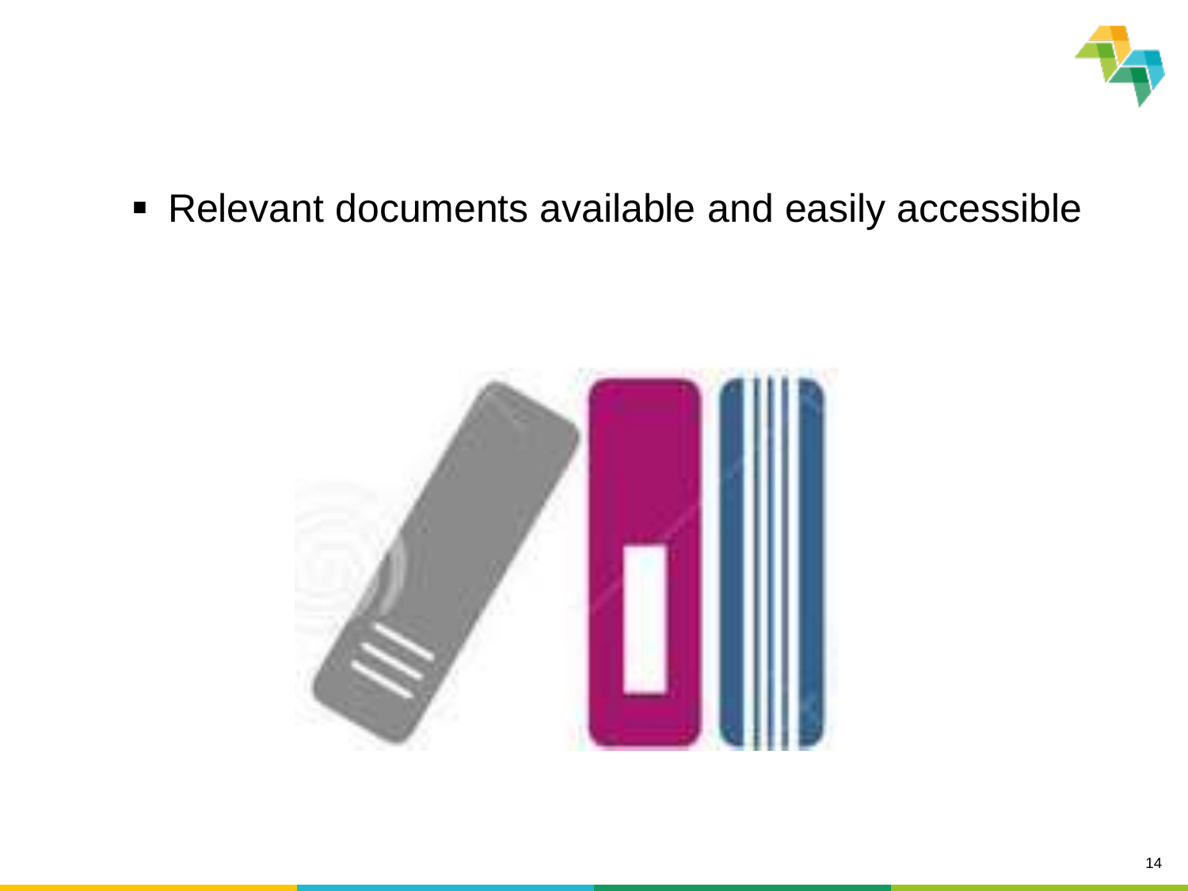- Relevant documents available and easily accessible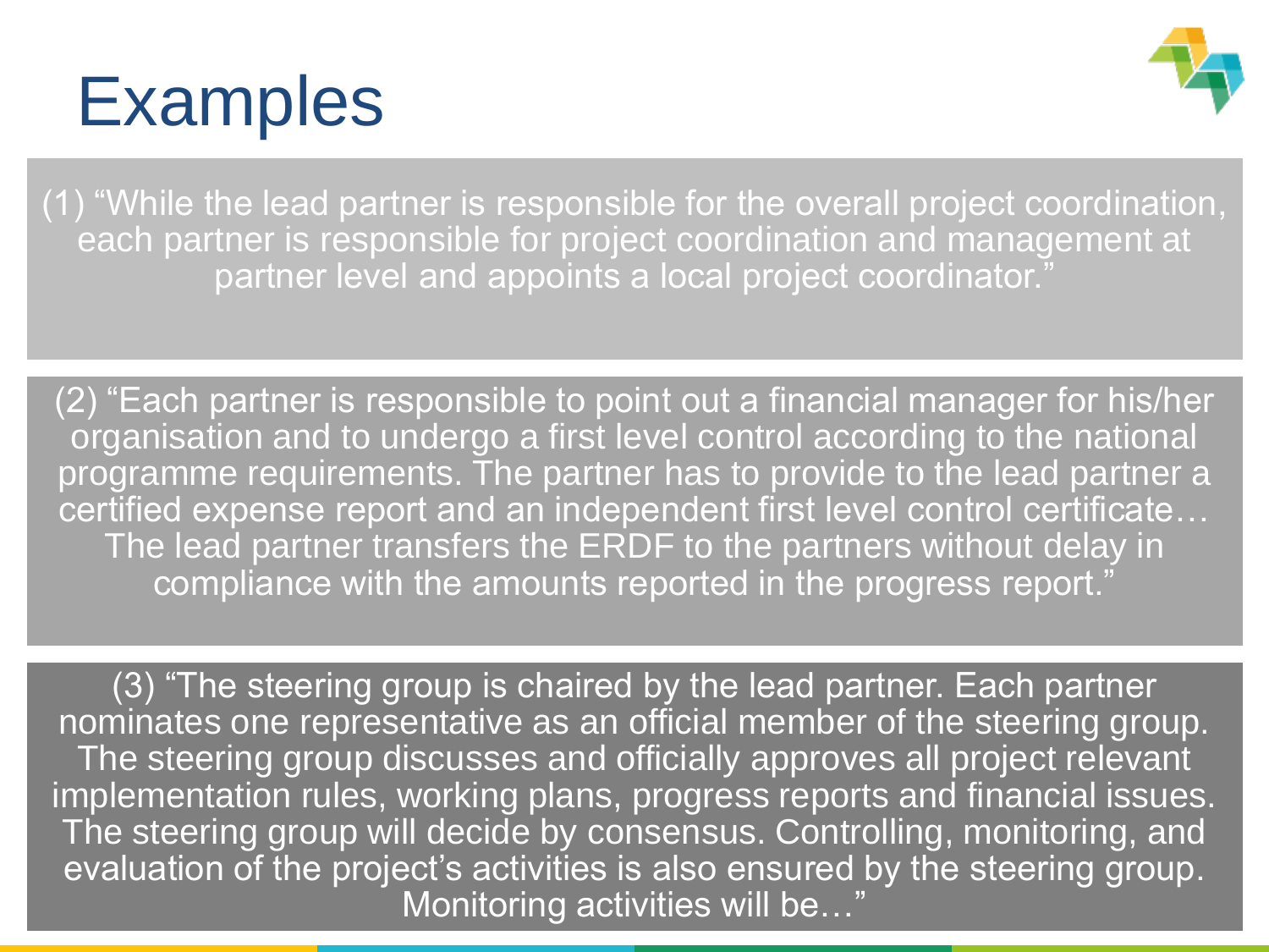# Examples

(1) “While the lead partner is responsible for the overall project coordination, each partner is responsible for project coordination and management at partner level and appoints a local project coordinator.”

(2) “Each partner is responsible to point out a financial manager for his/her organisation and to undergo a first level control according to the national programme requirements. The partner has to provide to the lead partner a certified expense report and an independent first level control certificate… The lead partner transfers the ERDF to the partners without delay in compliance with the amounts reported in the progress report.”

(3) “The steering group is chaired by the lead partner. Each partner nominates one representative as an official member of the steering group. The steering group discusses and officially approves all project relevant implementation rules, working plans, progress reports and financial issues. The steering group will decide by consensus. Controlling, monitoring, and evaluation of the project’s activities is also ensured by the steering group. Monitoring activities will be…”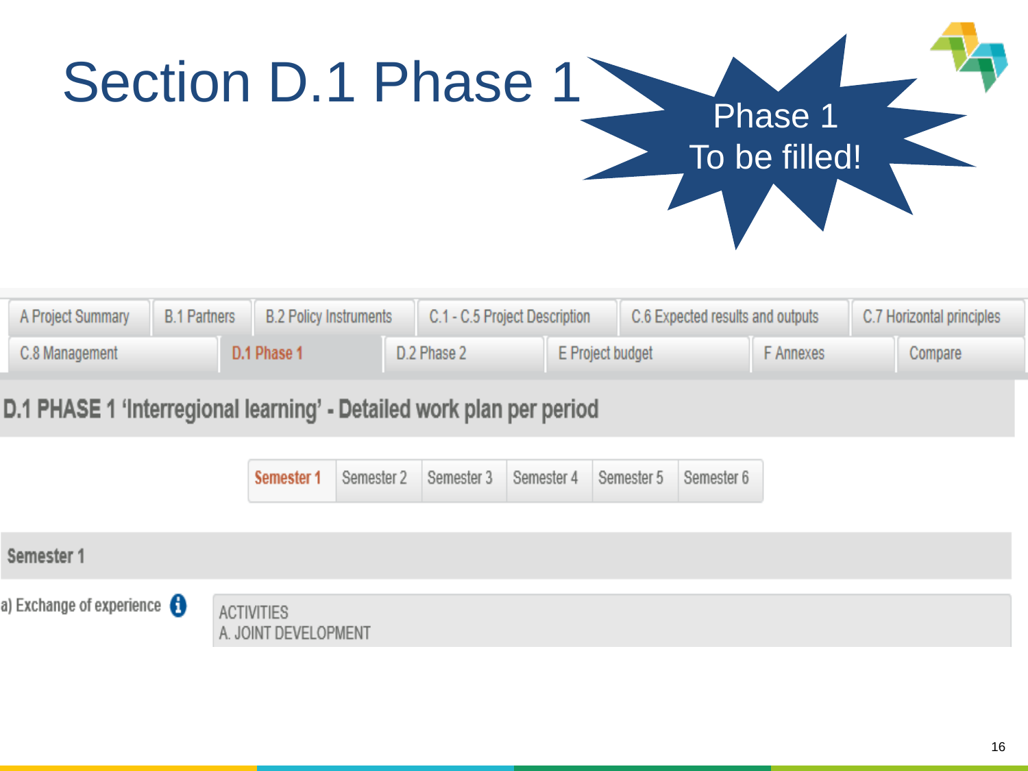# Section D.1 Phase 1

Phase 1
To be filled!

| A Project Summary | B.1 Partners | B.2 Policy Instruments | C.1 - C.5 Project Description | C.6 Expected results and outputs | C.7 Horizontal principles |
|---|---|---|---|---|---|
| C.8 Management | D.1 Phase 1 | D.2 Phase 2 | E Project budget | F Annexes | Compare |

## D.1 PHASE 1 'Interregional learning' - Detailed work plan per period

| Semester 1 | Semester 2 | Semester 3 | Semester 4 | Semester 5 | Semester 6 |
|---|---|---|---|---|---|

### Semester 1

a) Exchange of experience

ACTIVITIES
A. JOINT DEVELOPMENT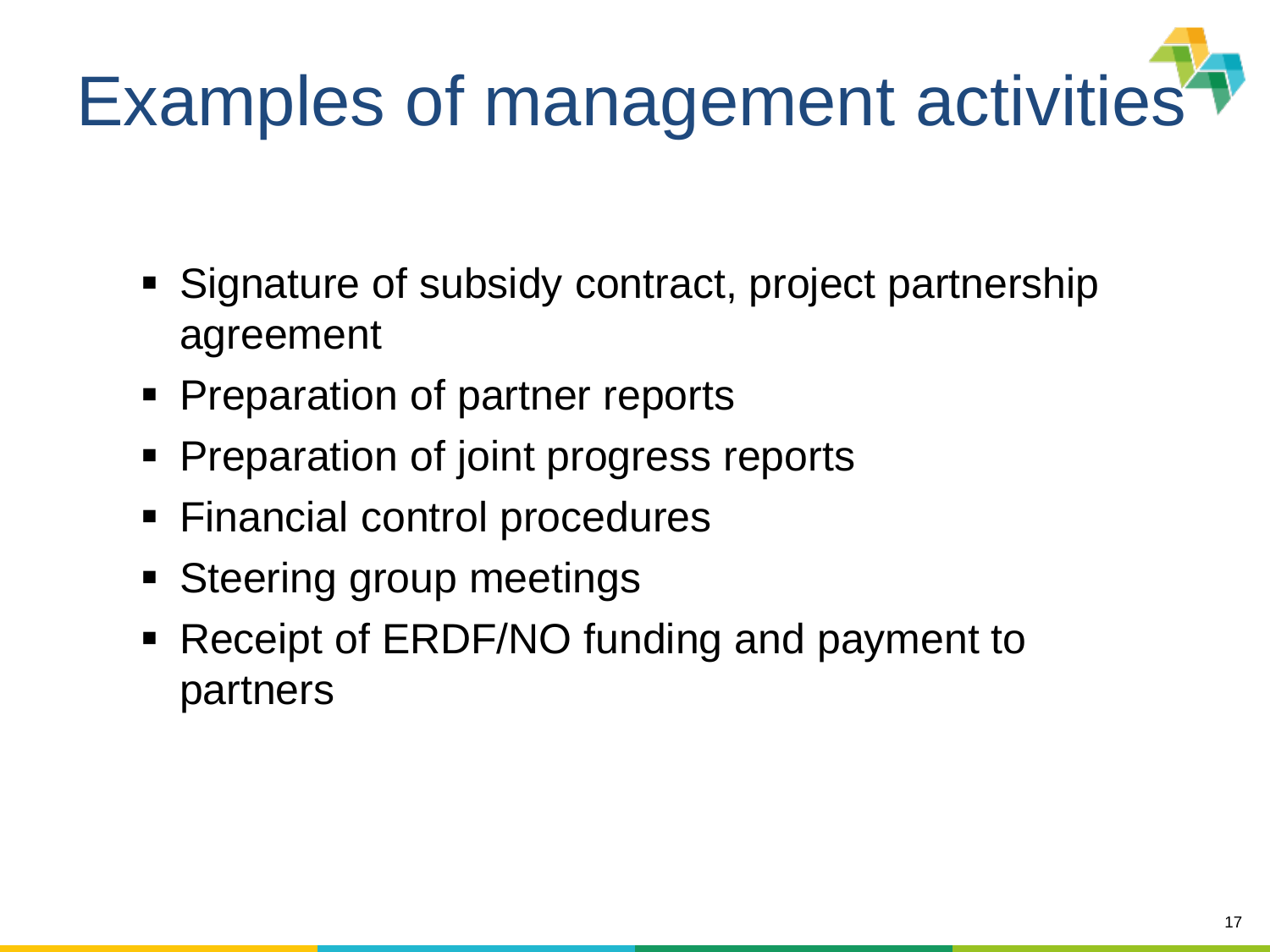# Examples of management activities

- Signature of subsidy contract, project partnership agreement
- Preparation of partner reports
- Preparation of joint progress reports
- Financial control procedures
- Steering group meetings
- Receipt of ERDF/NO funding and payment to partners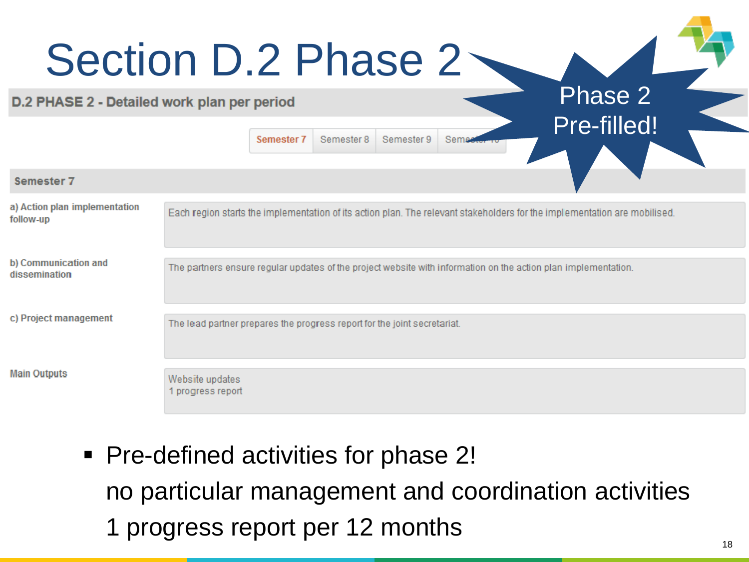# Section D.2 Phase 2

Phase 2 Pre-filled!

## D.2 PHASE 2 - Detailed work plan per period

Semester 7 | Semester 8 | Semester 9 | Semester 10

### Semester 7

| | |
|---|---|
| a) Action plan implementation follow-up | Each region starts the implementation of its action plan. The relevant stakeholders for the implementation are mobilised. |
| b) Communication and dissemination | The partners ensure regular updates of the project website with information on the action plan implementation. |
| c) Project management | The lead partner prepares the progress report for the joint secretariat. |
| Main Outputs | Website updates<br>1 progress report |

- Pre-defined activities for phase 2!
  no particular management and coordination activities
  1 progress report per 12 months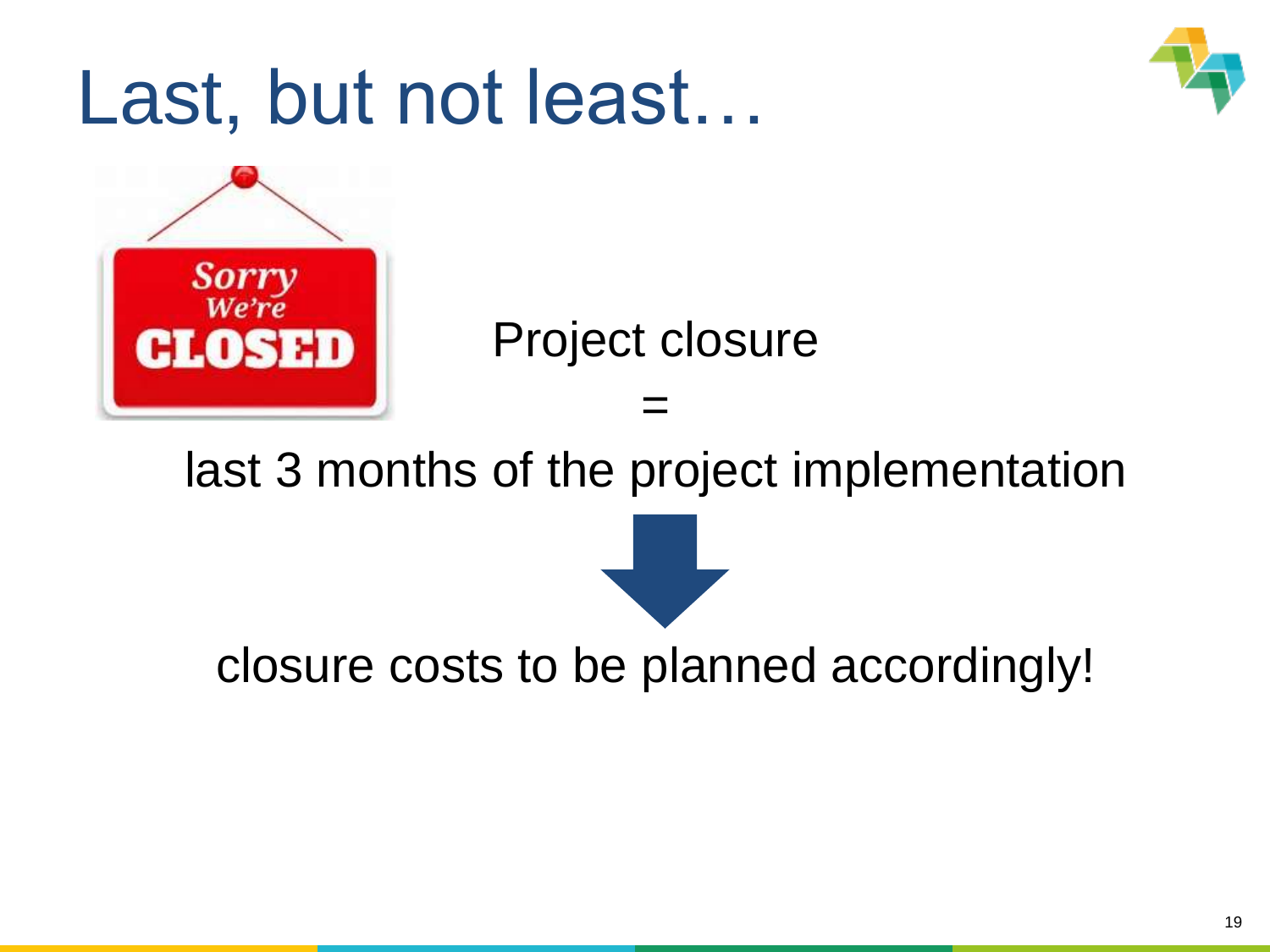# Last, but not least…

Project closure

=

last 3 months of the project implementation

closure costs to be planned accordingly!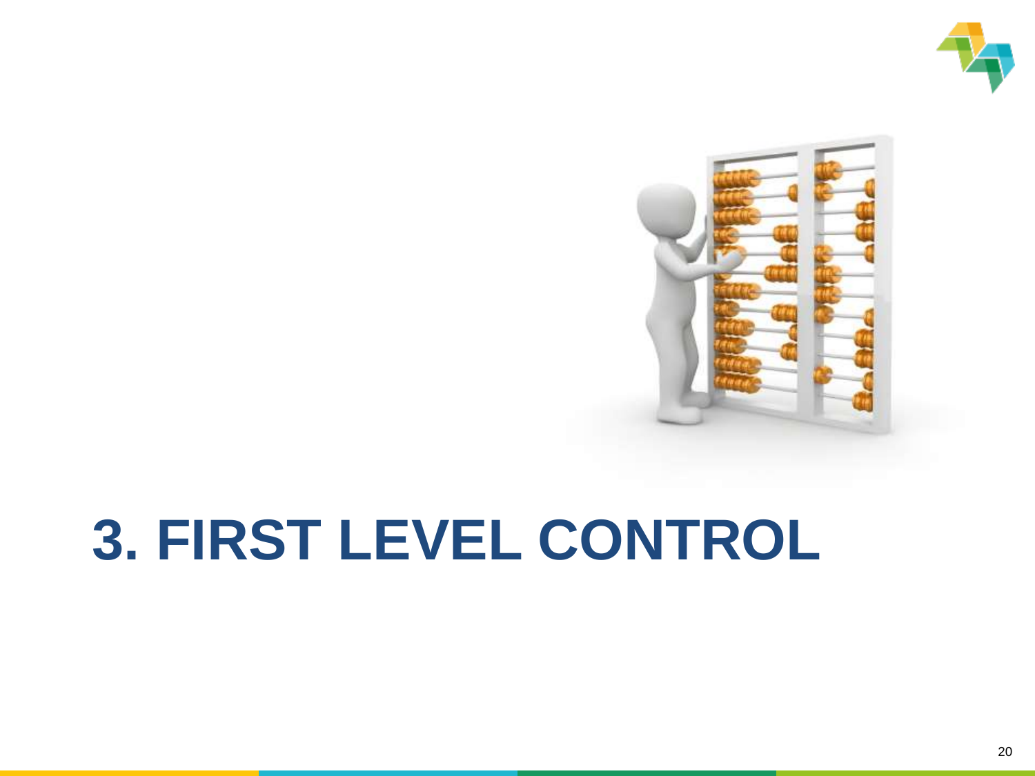# 3. FIRST LEVEL CONTROL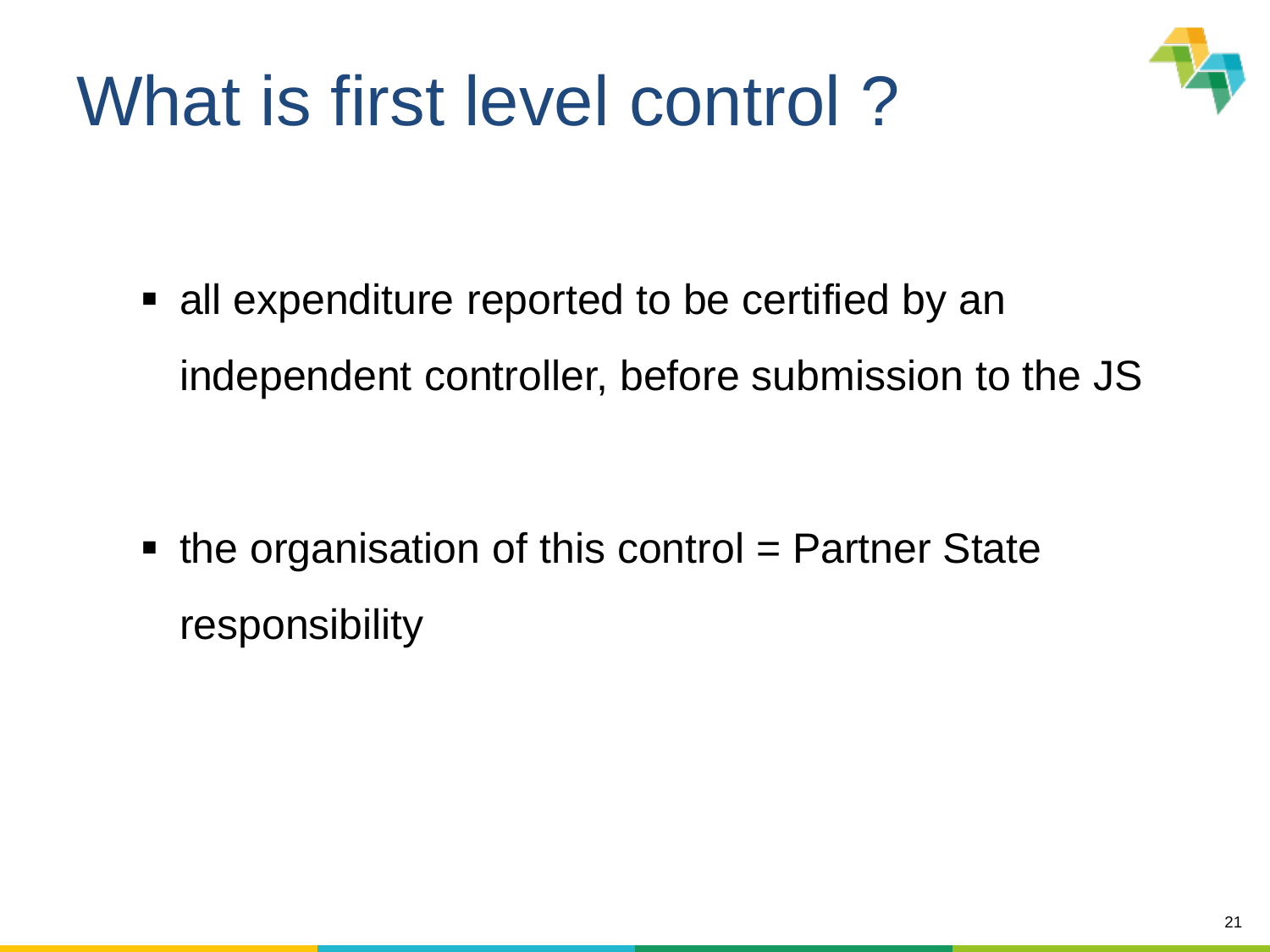# What is first level control ?

- all expenditure reported to be certified by an independent controller, before submission to the JS

- the organisation of this control = Partner State responsibility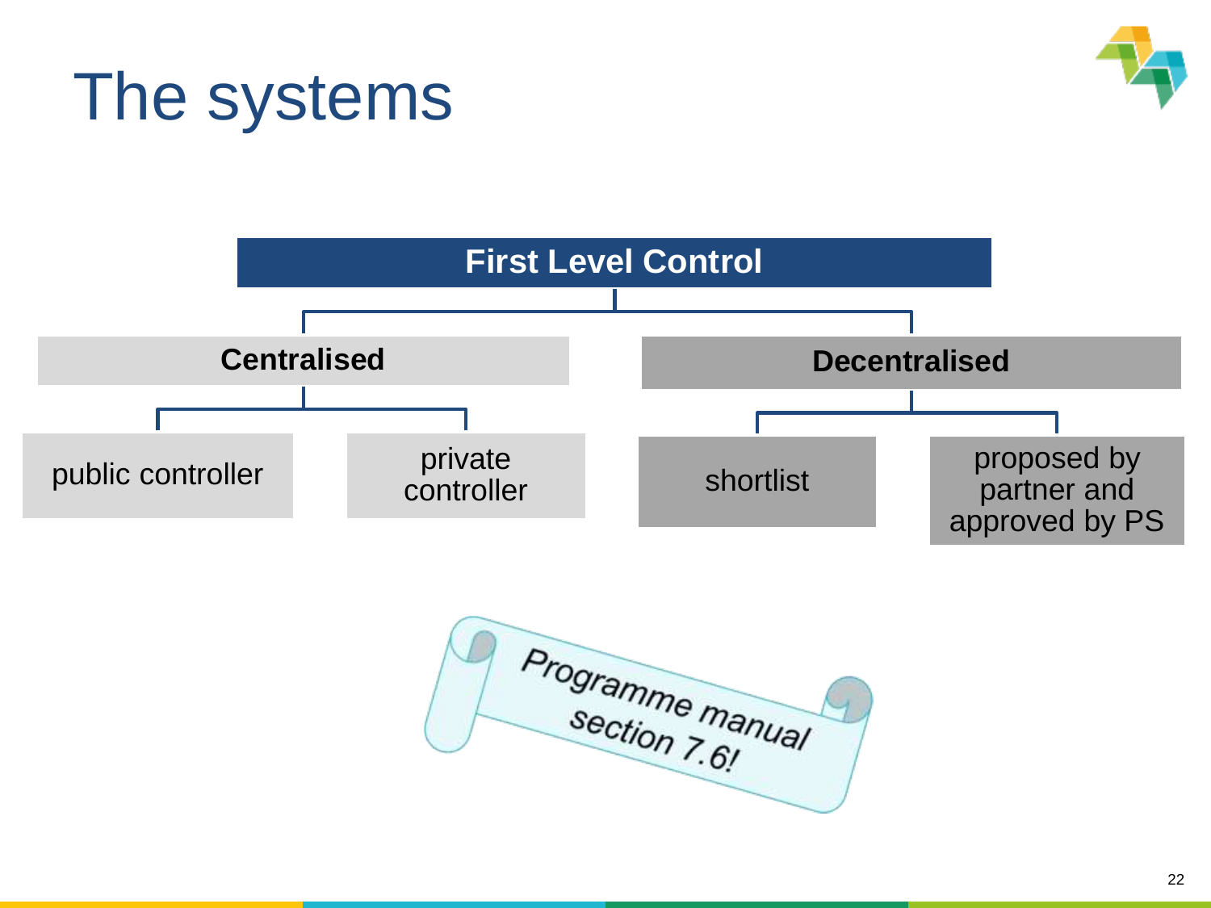# The systems

**First Level Control**

- **Centralised**
  - public controller
  - private controller
- **Decentralised**
  - shortlist
  - proposed by partner and approved by PS

Programme manual section 7.6!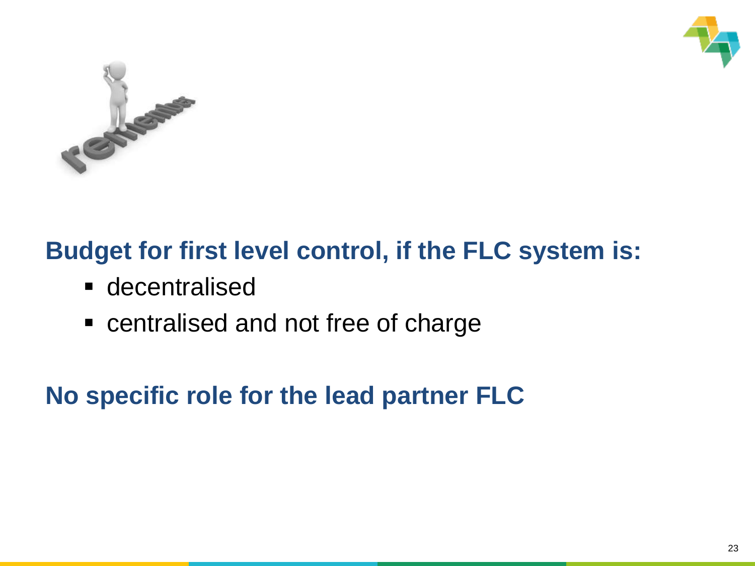**Budget for first level control, if the FLC system is:**

- decentralised
- centralised and not free of charge

**No specific role for the lead partner FLC**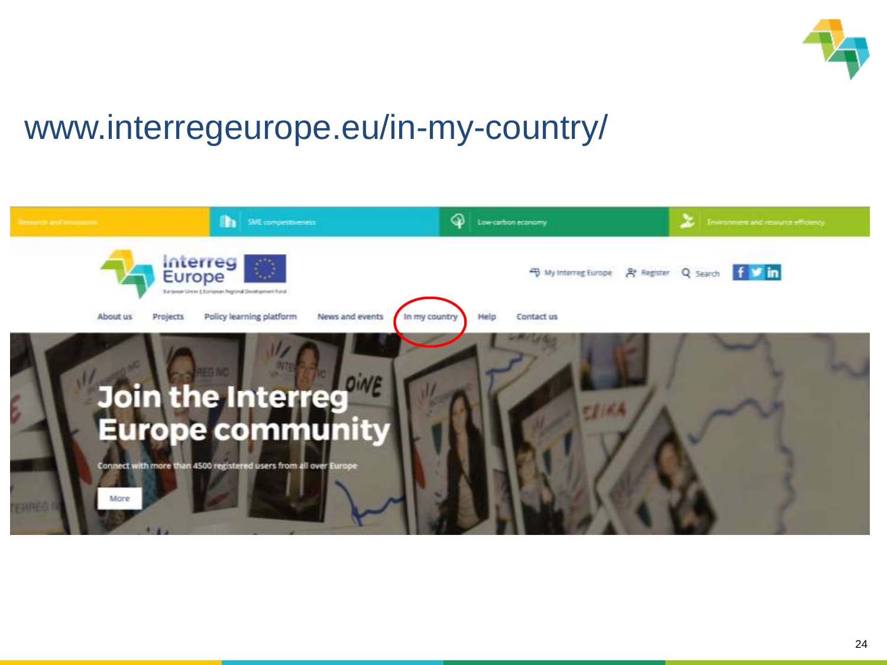# www.interregeurope.eu/in-my-country/

Research and innovation | SME competitiveness | Low-carbon economy | Environment and resource efficiency

Interreg Europe

European Union | European Regional Development Fund

My Interreg Europe | Register | Search

About us | Projects | Policy learning platform | News and events | In my country | Help | Contact us

**Join the Interreg Europe community**

Connect with more than 4500 registered users from all over Europe

More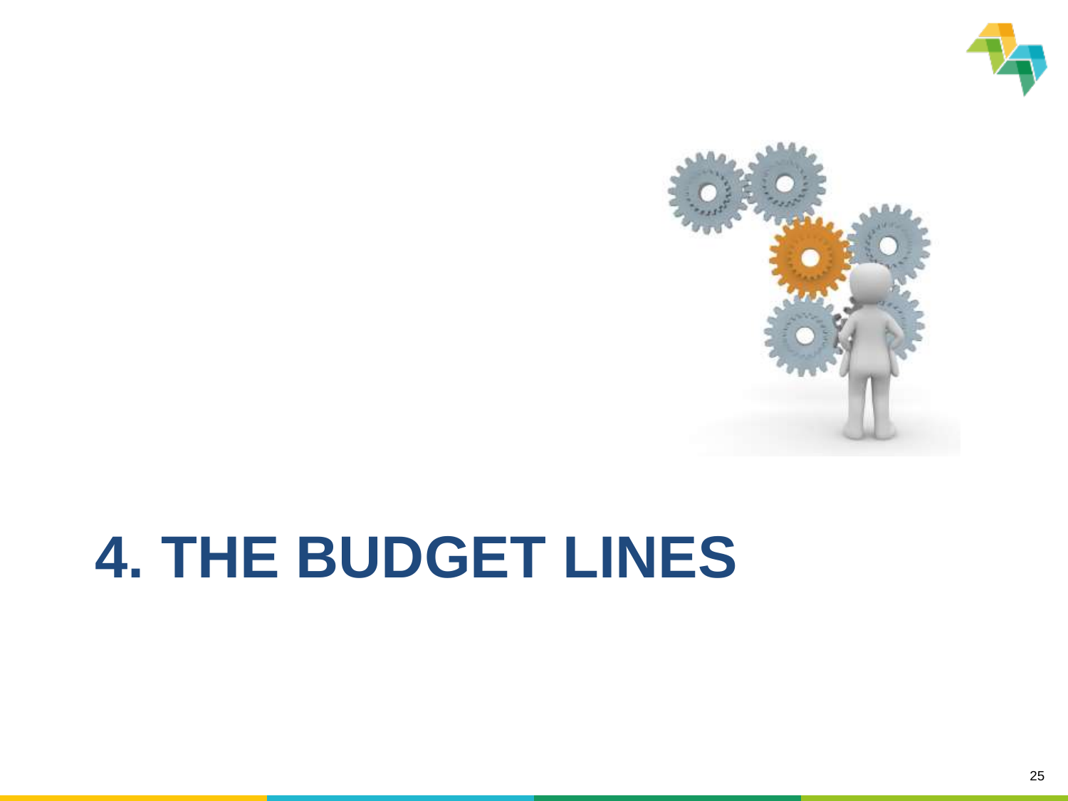# 4. THE BUDGET LINES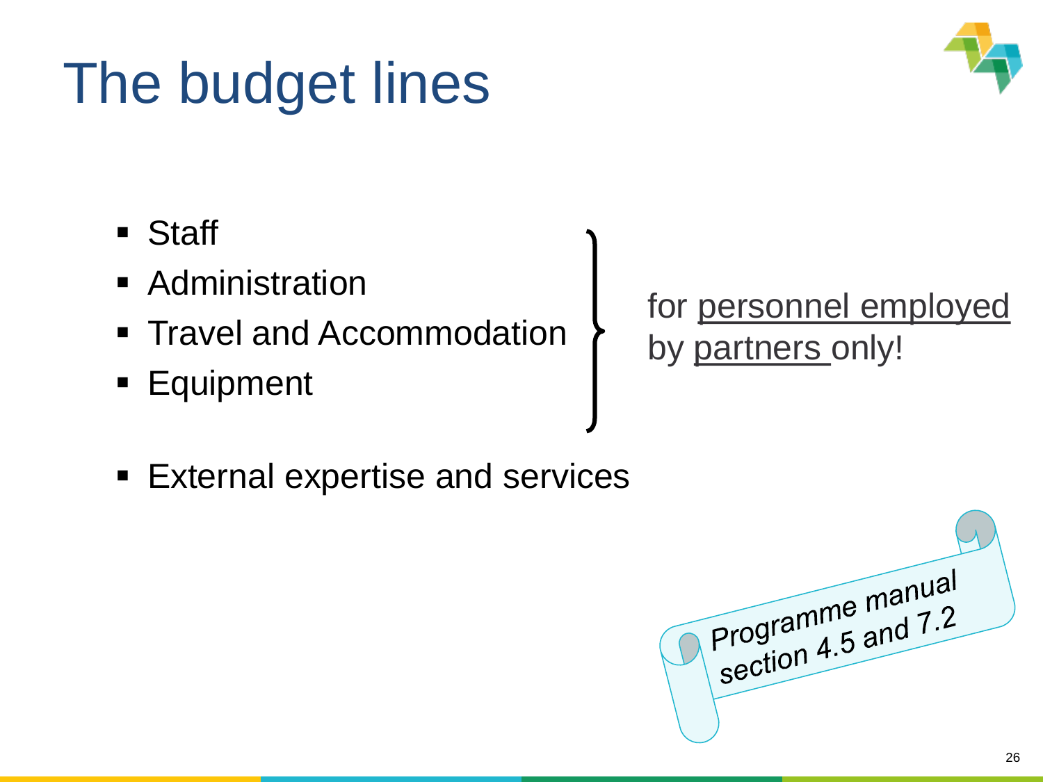# The budget lines

- Staff
- Administration
- Travel and Accommodation
- Equipment

} for <u>personnel employed</u> by <u>partners</u> only!

- External expertise and services

Programme manual section 4.5 and 7.2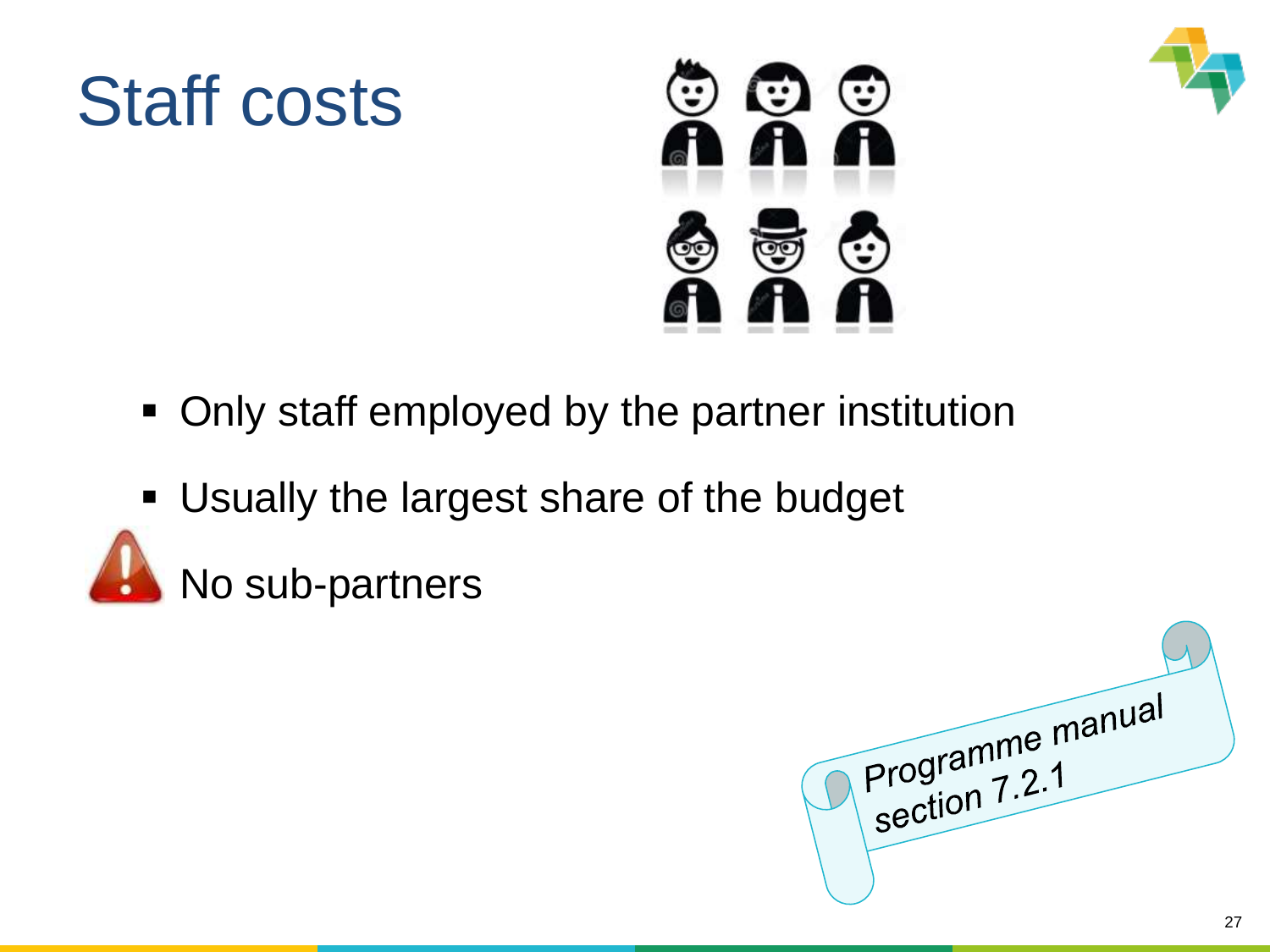# Staff costs

- Only staff employed by the partner institution
- Usually the largest share of the budget

No sub-partners

Programme manual section 7.2.1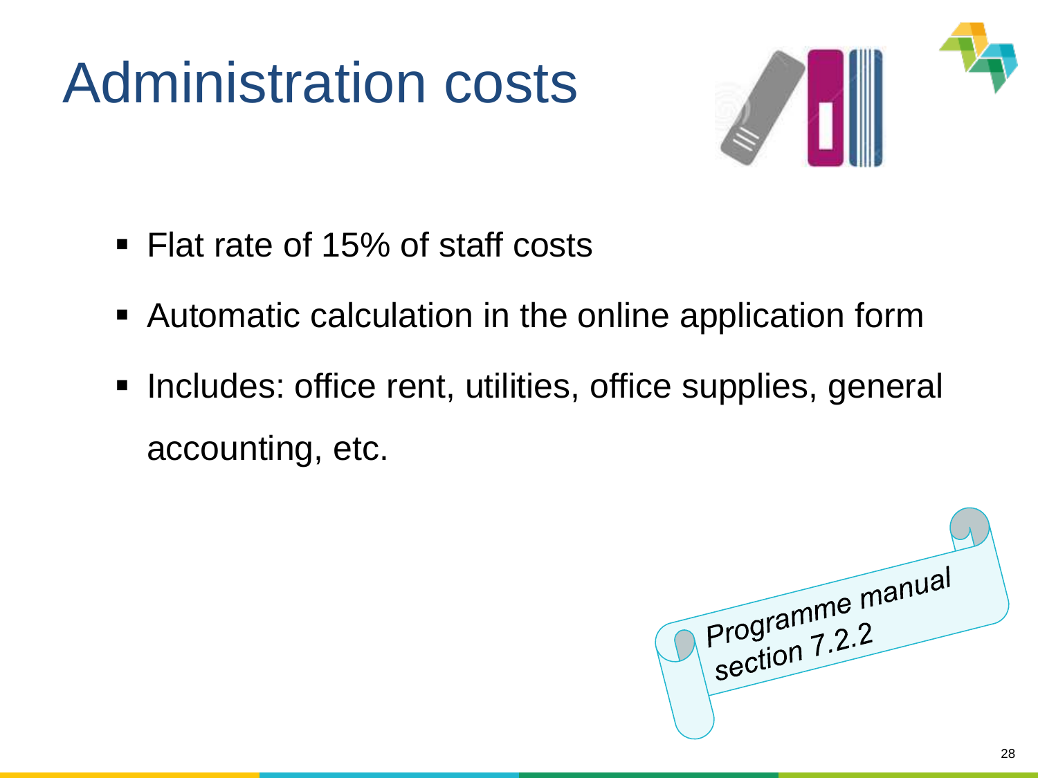# Administration costs

- Flat rate of 15% of staff costs
- Automatic calculation in the online application form
- Includes: office rent, utilities, office supplies, general accounting, etc.

Programme manual section 7.2.2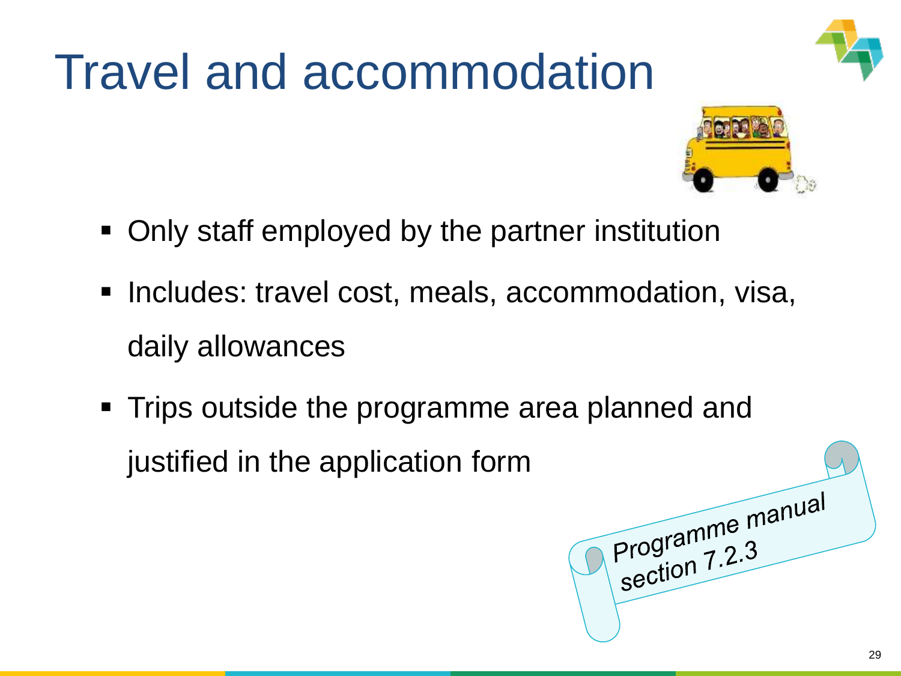# Travel and accommodation

- Only staff employed by the partner institution
- Includes: travel cost, meals, accommodation, visa, daily allowances
- Trips outside the programme area planned and justified in the application form

Programme manual section 7.2.3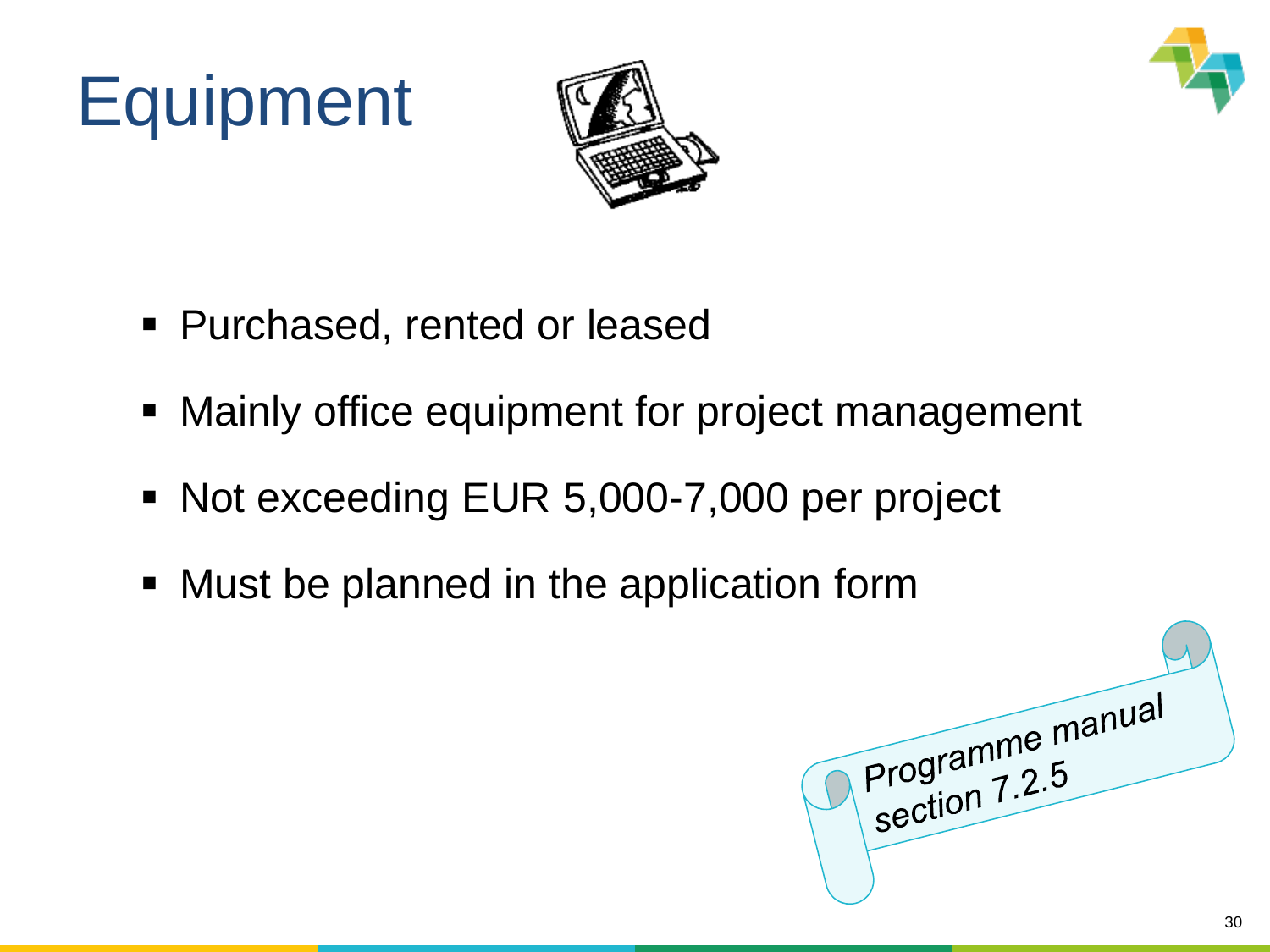# Equipment

- Purchased, rented or leased
- Mainly office equipment for project management
- Not exceeding EUR 5,000-7,000 per project
- Must be planned in the application form

Programme manual section 7.2.5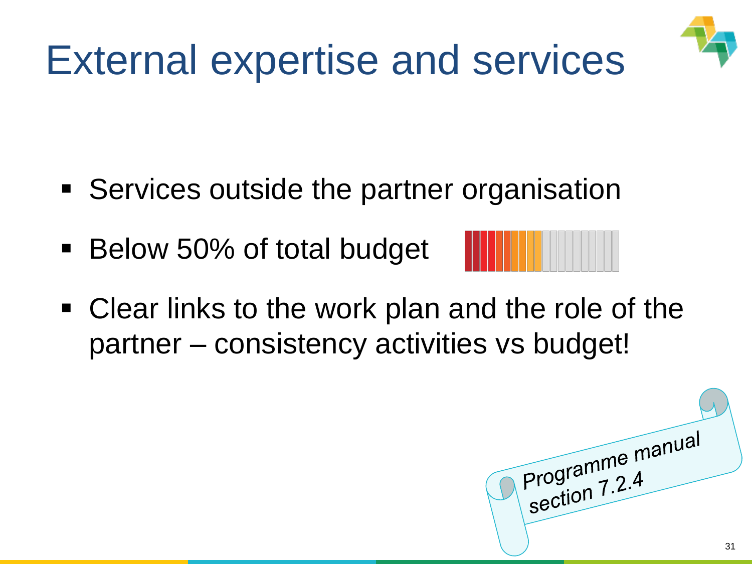# External expertise and services

- Services outside the partner organisation
- Below 50% of total budget
- Clear links to the work plan and the role of the partner – consistency activities vs budget!

Programme manual section 7.2.4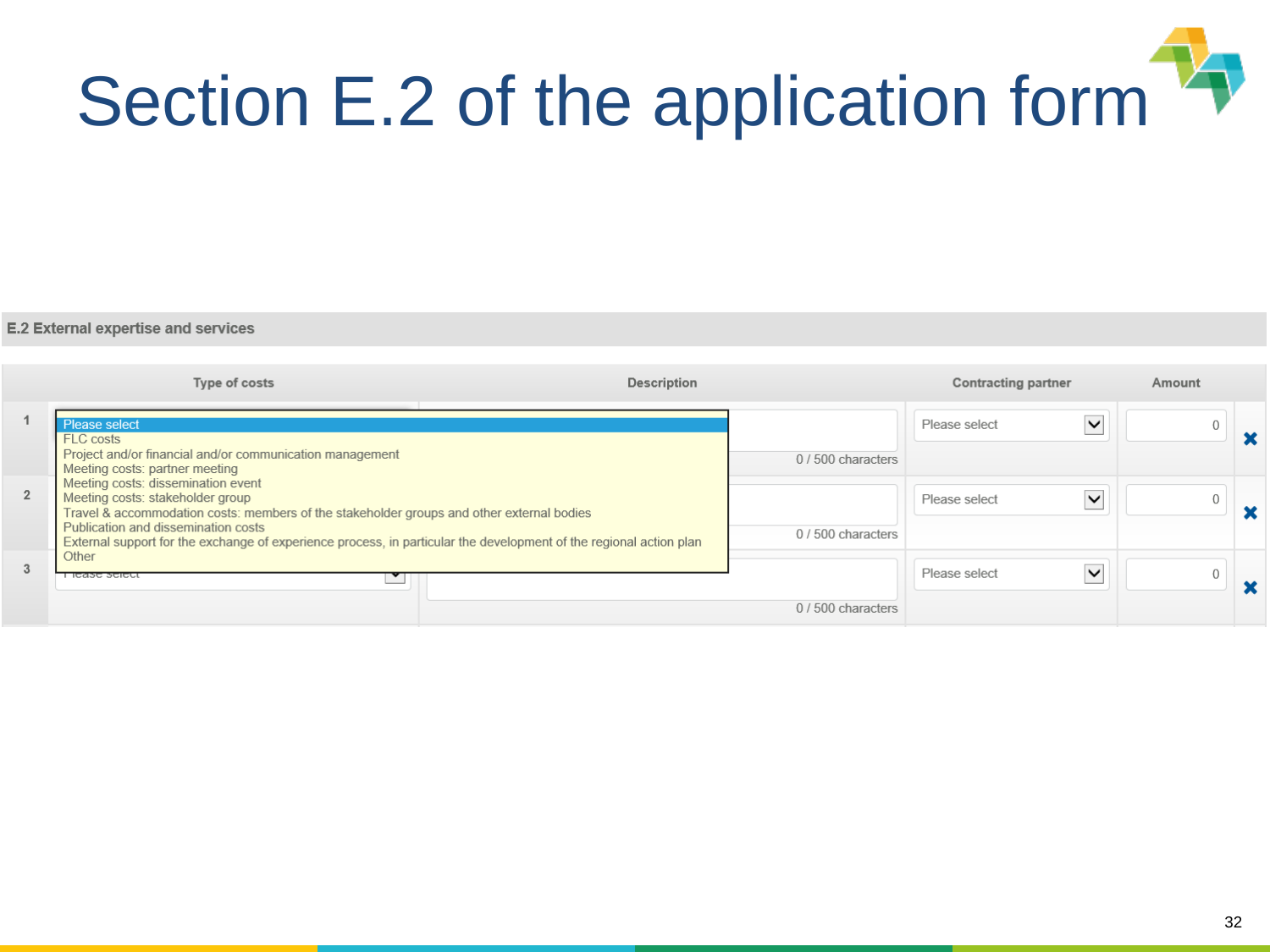# Section E.2 of the application form

**E.2 External expertise and services**

| | Type of costs | Description | Contracting partner | Amount | |
|---|---|---|---|---|---|
| 1 | Please select | 0 / 500 characters | Please select | 0 | ✖ |
| 2 | | 0 / 500 characters | Please select | 0 | ✖ |
| 3 | Please select | 0 / 500 characters | Please select | 0 | ✖ |

Type of costs dropdown options:

- Please select
- FLC costs
- Project and/or financial and/or communication management
- Meeting costs: partner meeting
- Meeting costs: dissemination event
- Meeting costs: stakeholder group
- Travel & accommodation costs: members of the stakeholder groups and other external bodies
- Publication and dissemination costs
- External support for the exchange of experience process, in particular the development of the regional action plan
- Other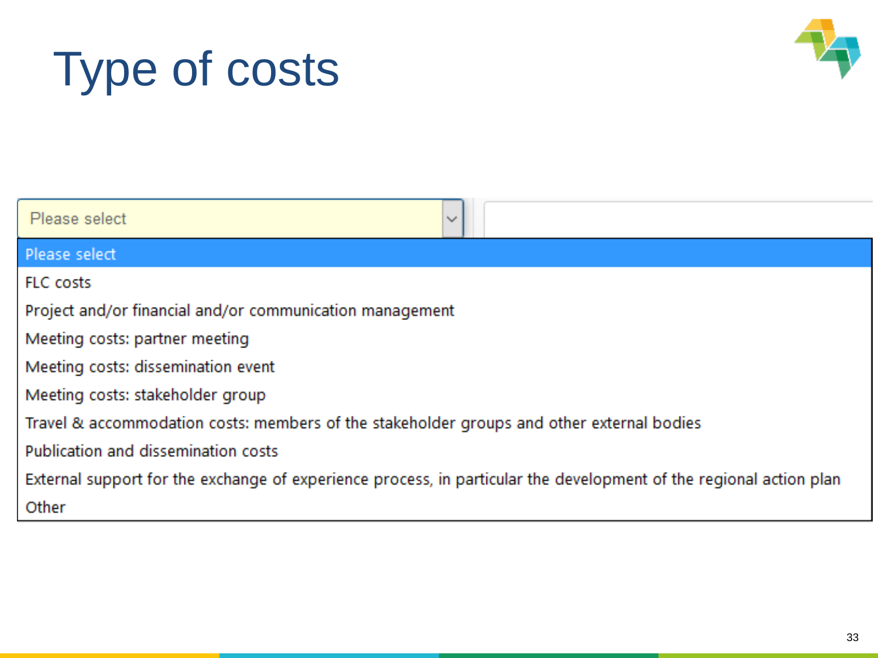# Type of costs

Please select

- Please select
- FLC costs
- Project and/or financial and/or communication management
- Meeting costs: partner meeting
- Meeting costs: dissemination event
- Meeting costs: stakeholder group
- Travel & accommodation costs: members of the stakeholder groups and other external bodies
- Publication and dissemination costs
- External support for the exchange of experience process, in particular the development of the regional action plan
- Other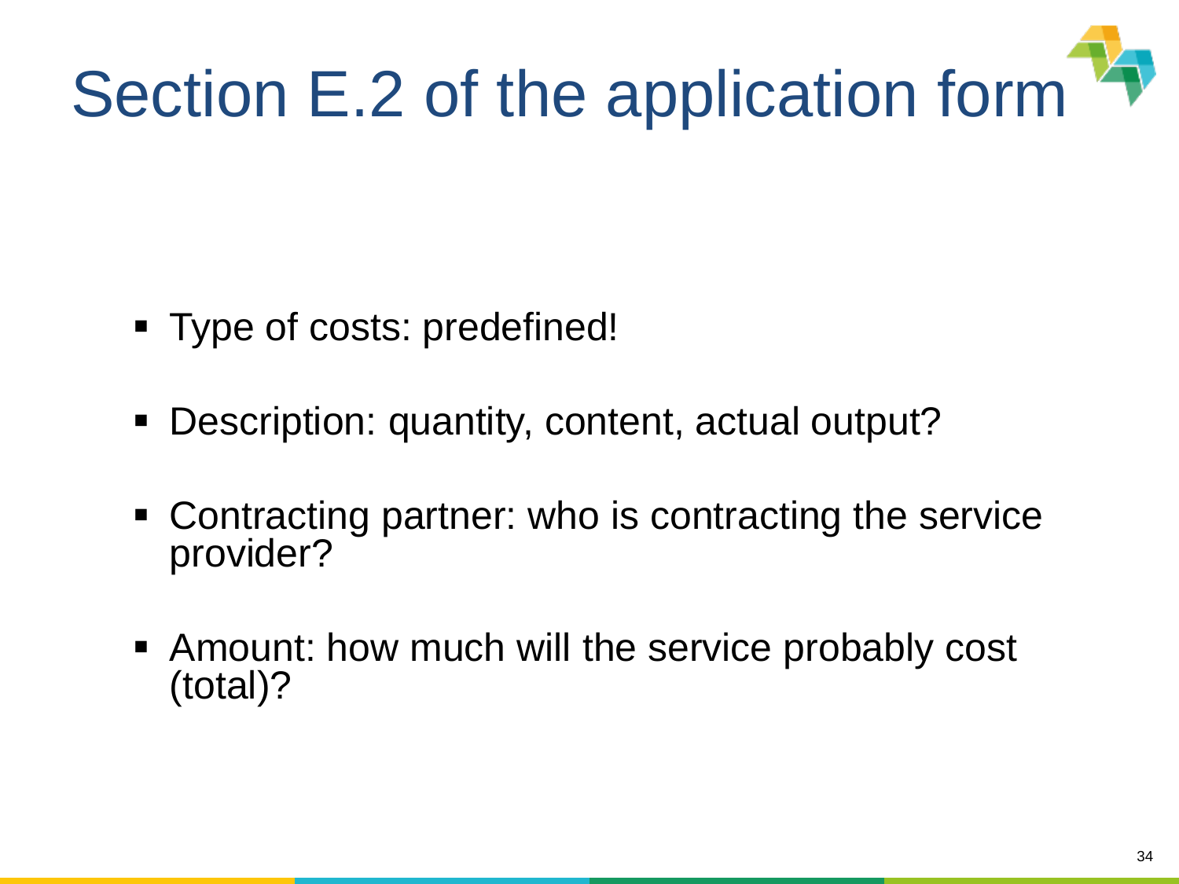# Section E.2 of the application form

- Type of costs: predefined!
- Description: quantity, content, actual output?
- Contracting partner: who is contracting the service provider?
- Amount: how much will the service probably cost (total)?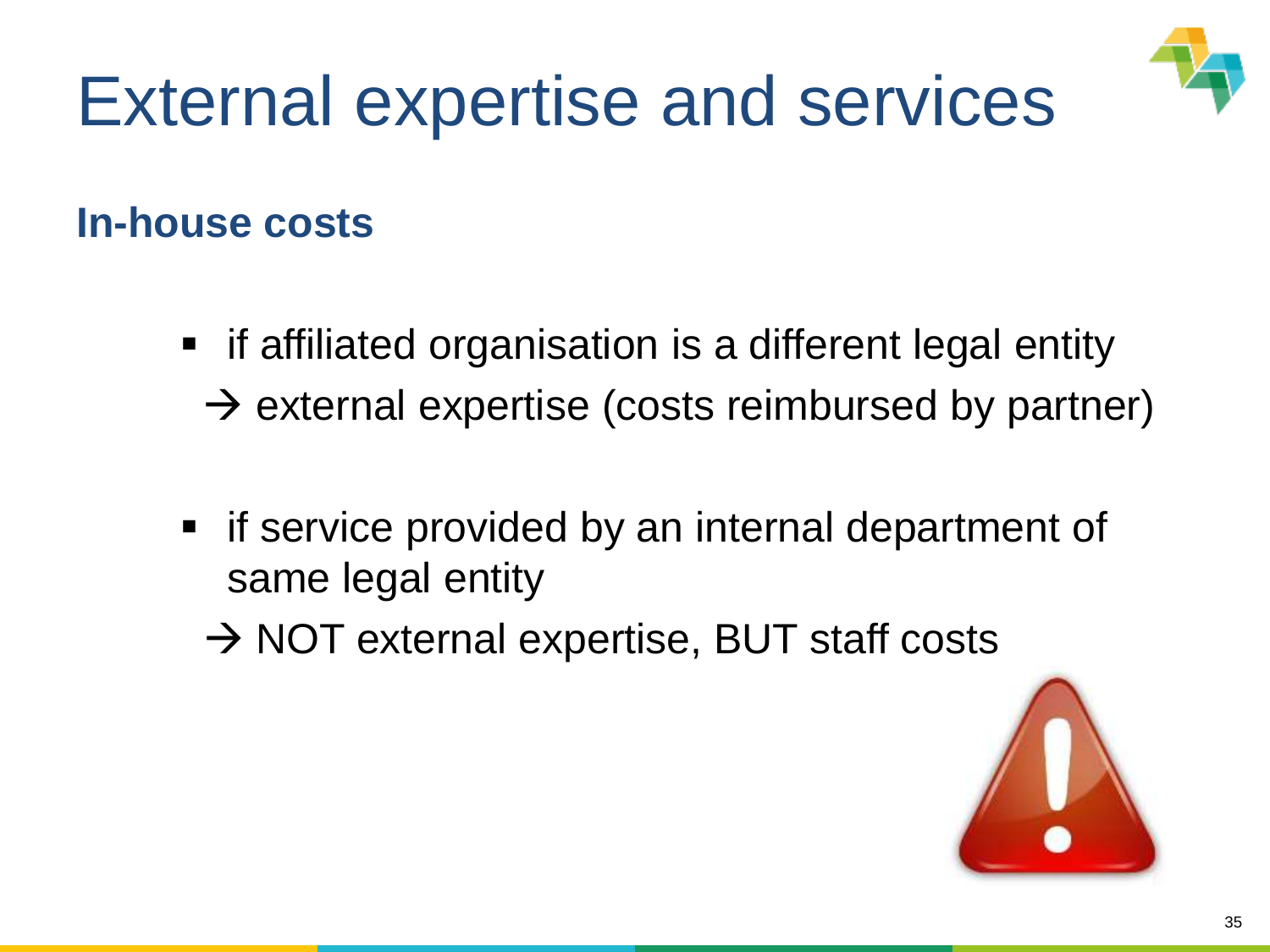# External expertise and services

## In-house costs

- if affiliated organisation is a different legal entity
  → external expertise (costs reimbursed by partner)

- if service provided by an internal department of same legal entity
  → NOT external expertise, BUT staff costs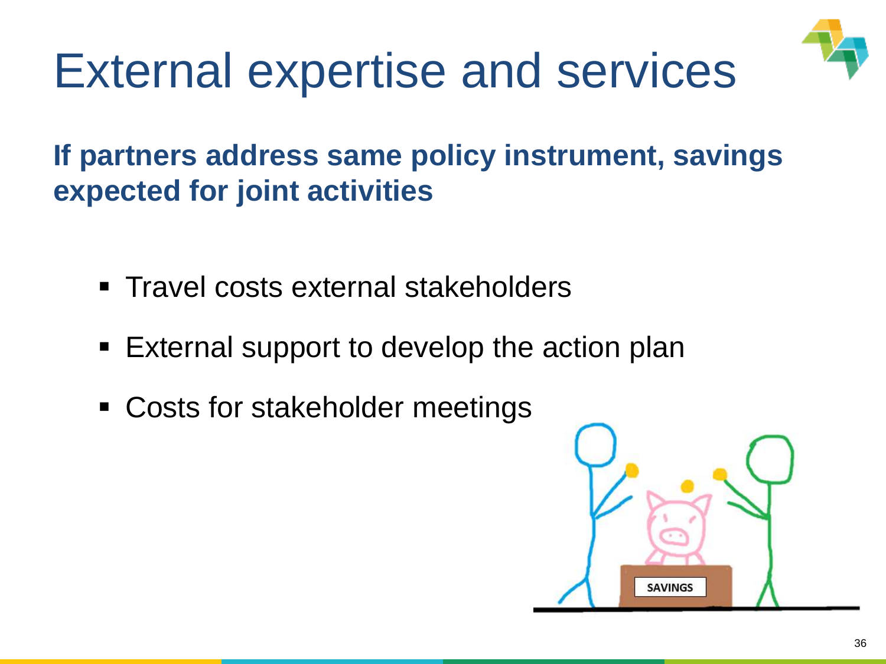# External expertise and services

**If partners address same policy instrument, savings expected for joint activities**

- Travel costs external stakeholders
- External support to develop the action plan
- Costs for stakeholder meetings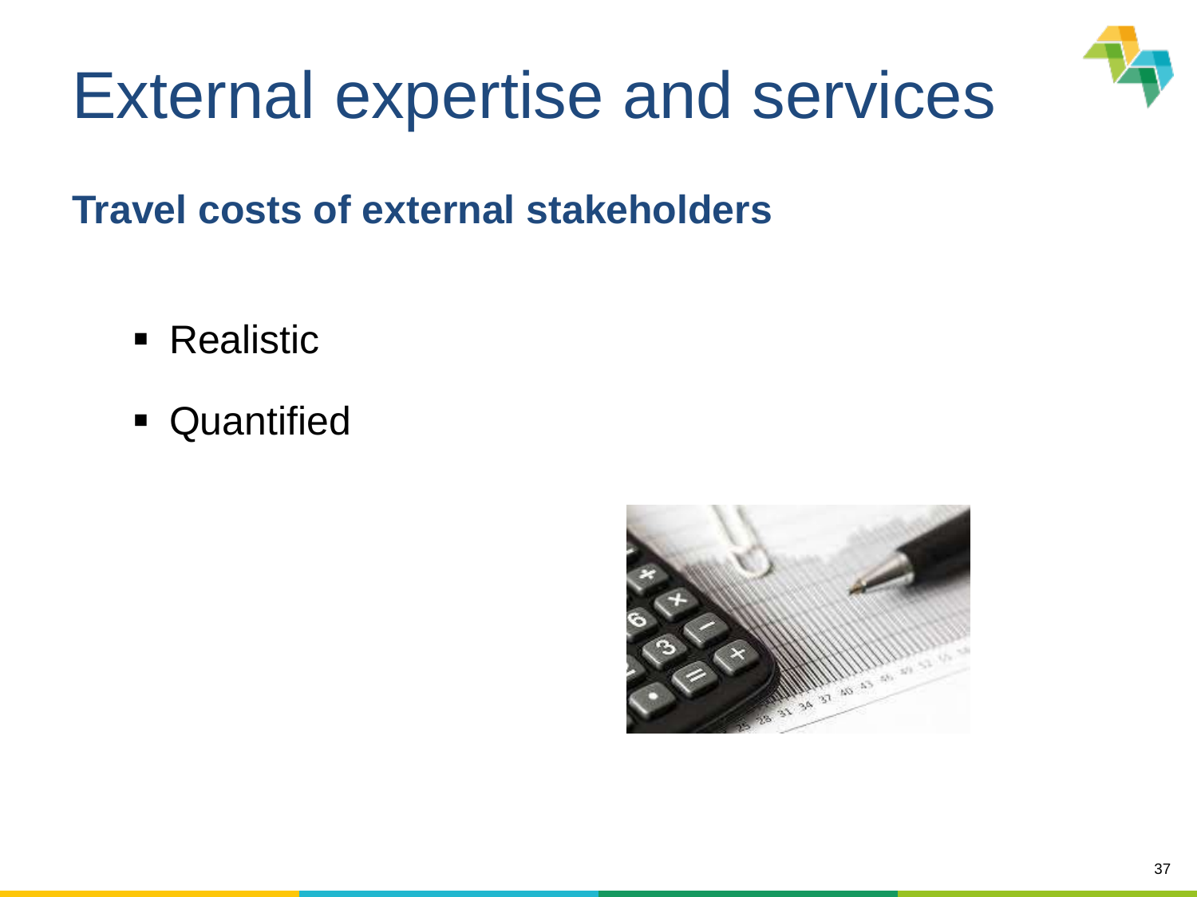# External expertise and services

## Travel costs of external stakeholders

- Realistic
- Quantified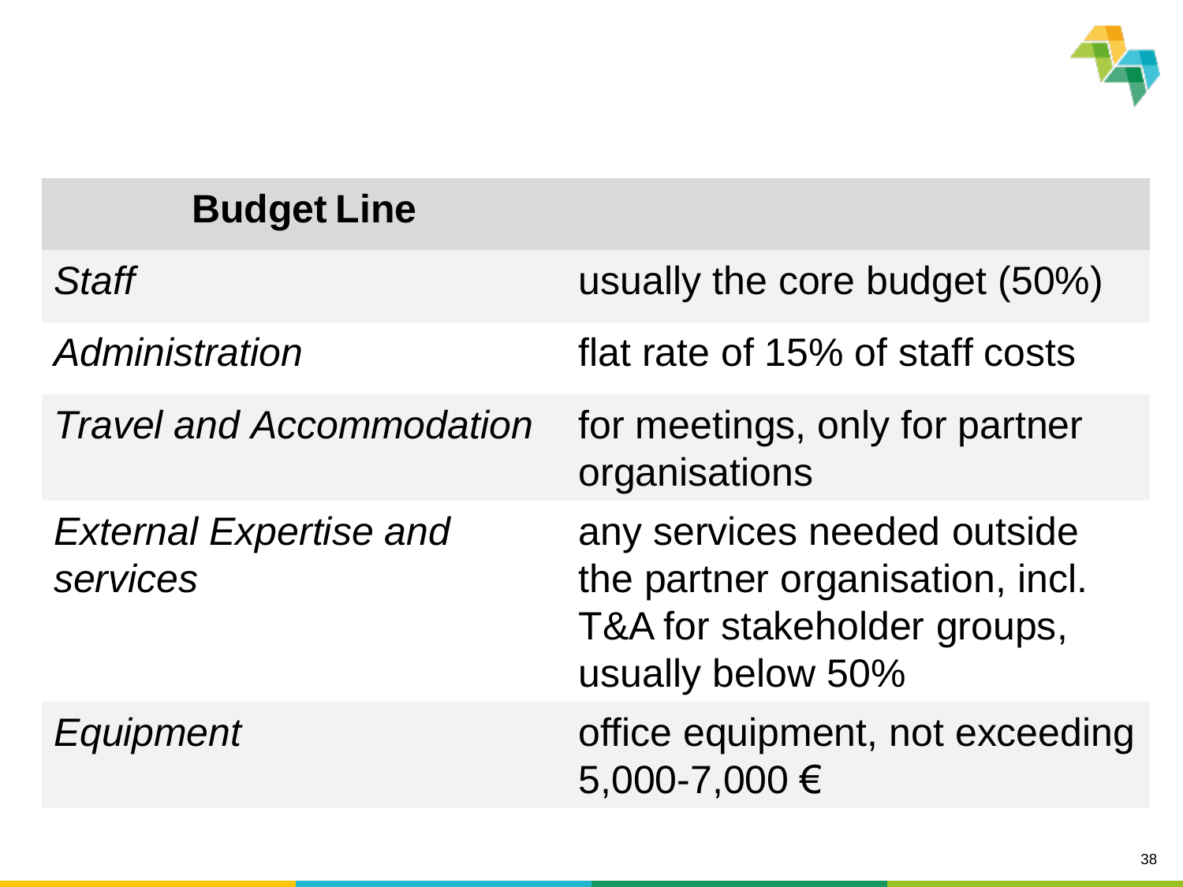| **Budget Line** | |
|---|---|
| *Staff* | usually the core budget (50%) |
| *Administration* | flat rate of 15% of staff costs |
| *Travel and Accommodation* | for meetings, only for partner organisations |
| *External Expertise and services* | any services needed outside the partner organisation, incl. T&A for stakeholder groups, usually below 50% |
| *Equipment* | office equipment, not exceeding 5,000-7,000 € |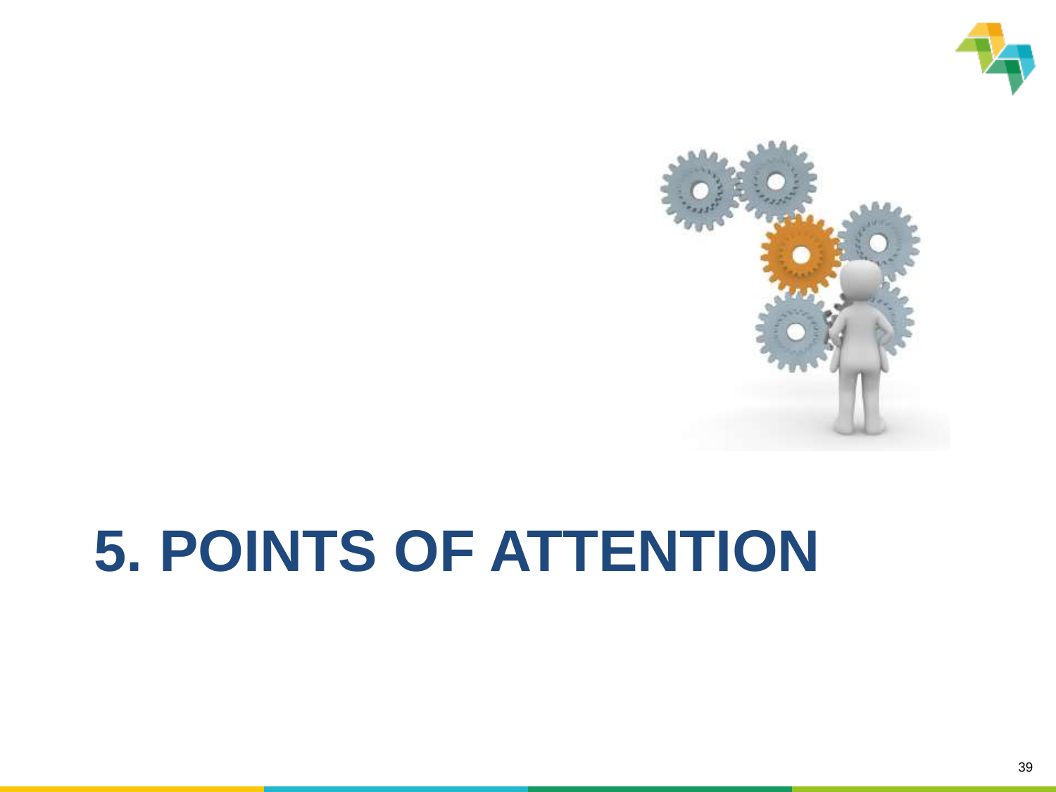# 5. POINTS OF ATTENTION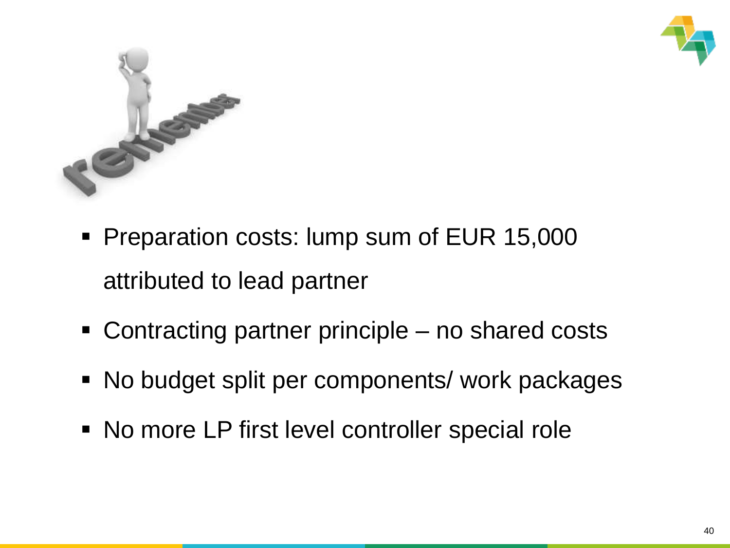- Preparation costs: lump sum of EUR 15,000 attributed to lead partner
- Contracting partner principle – no shared costs
- No budget split per components/ work packages
- No more LP first level controller special role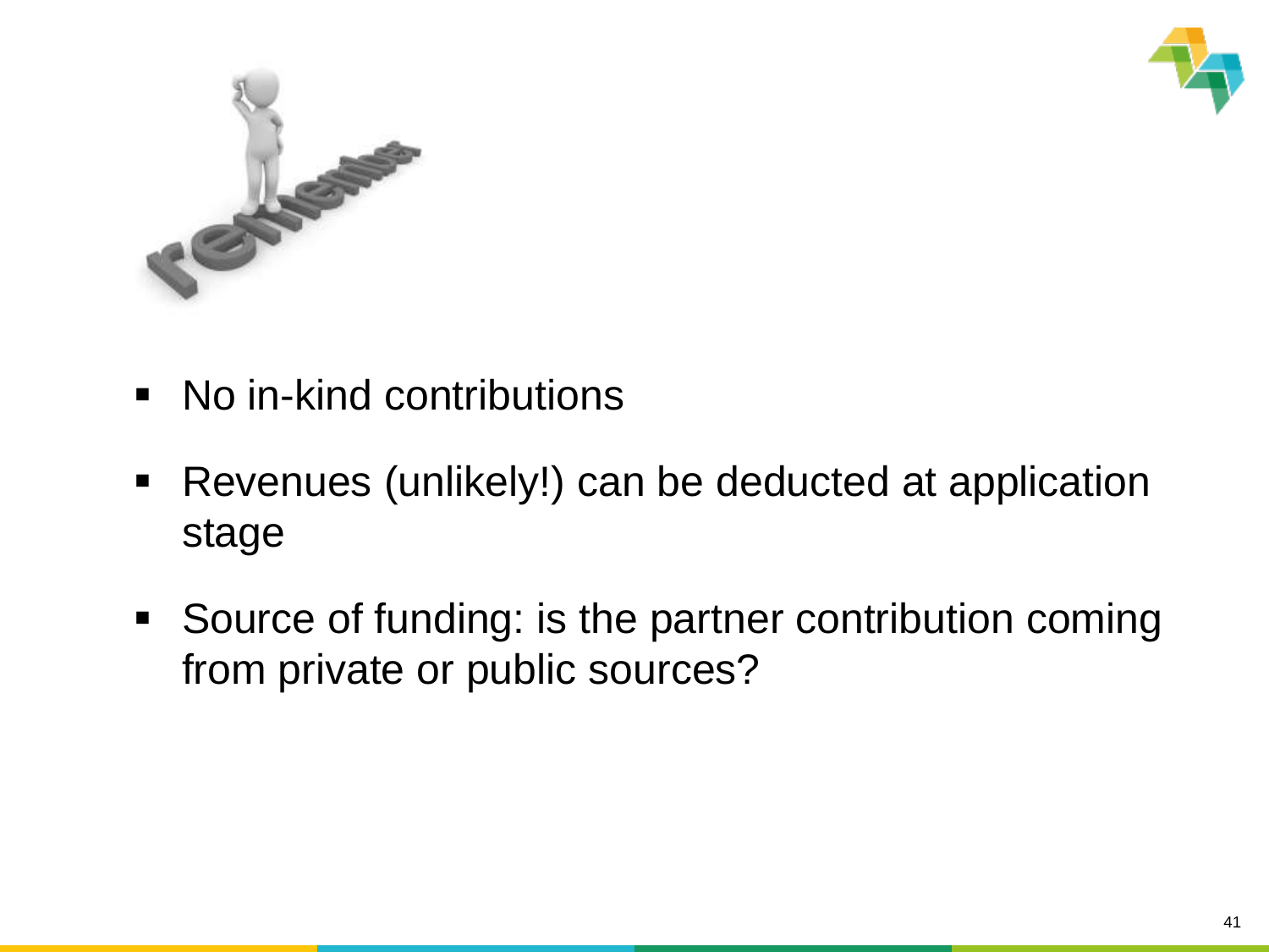- No in-kind contributions
- Revenues (unlikely!) can be deducted at application stage
- Source of funding: is the partner contribution coming from private or public sources?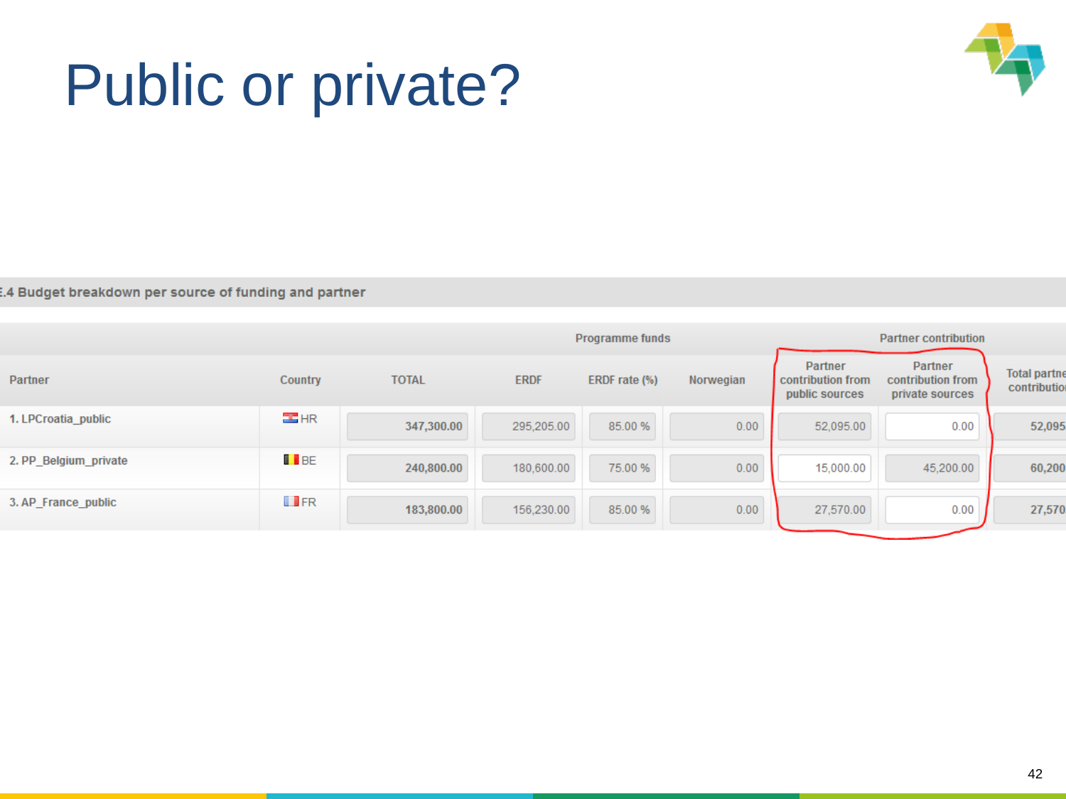# Public or private?

E.4 Budget breakdown per source of funding and partner

| | | Programme funds | | | | Partner contribution | | |
|---|---|---|---|---|---|---|---|---|
| Partner | Country | TOTAL | ERDF | ERDF rate (%) | Norwegian | Partner contribution from public sources | Partner contribution from private sources | Total partner contribution |
| 1. LPCroatia_public | HR | 347,300.00 | 295,205.00 | 85.00 % | 0.00 | 52,095.00 | 0.00 | 52,095 |
| 2. PP_Belgium_private | BE | 240,800.00 | 180,600.00 | 75.00 % | 0.00 | 15,000.00 | 45,200.00 | 60,200 |
| 3. AP_France_public | FR | 183,800.00 | 156,230.00 | 85.00 % | 0.00 | 27,570.00 | 0.00 | 27,570 |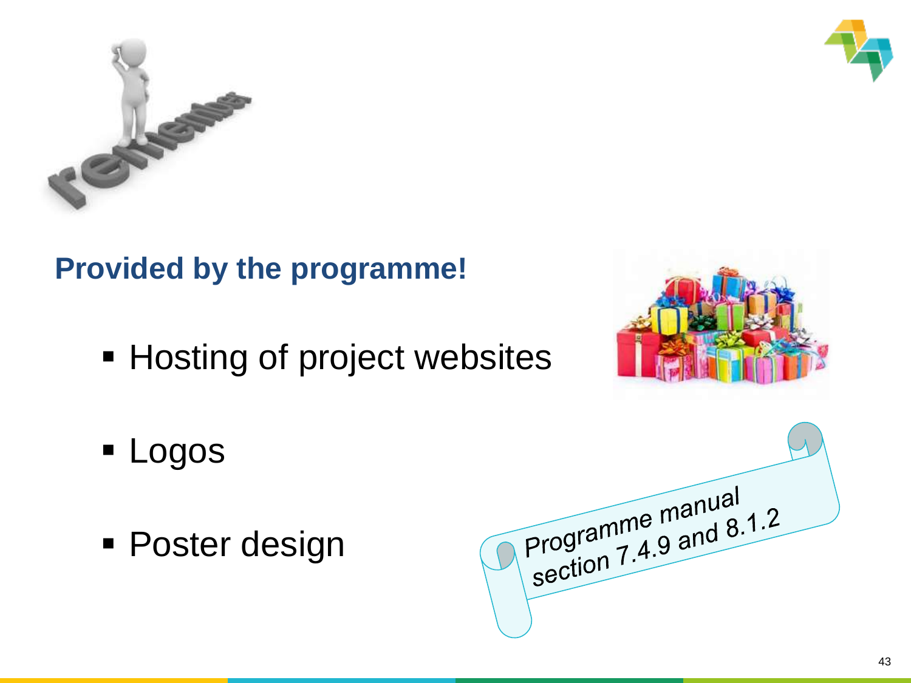## Provided by the programme!

- Hosting of project websites
- Logos
- Poster design

Programme manual section 7.4.9 and 8.1.2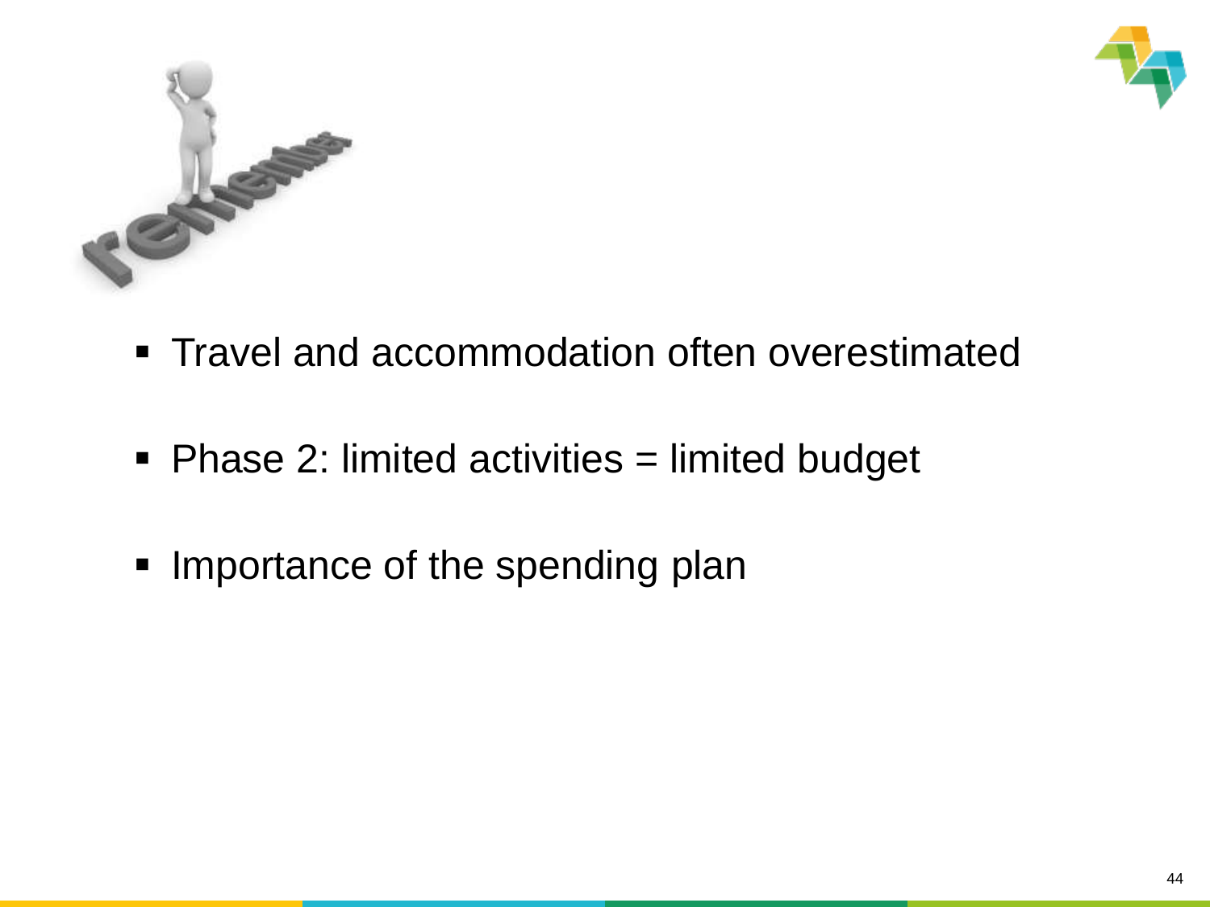- Travel and accommodation often overestimated
- Phase 2: limited activities = limited budget
- Importance of the spending plan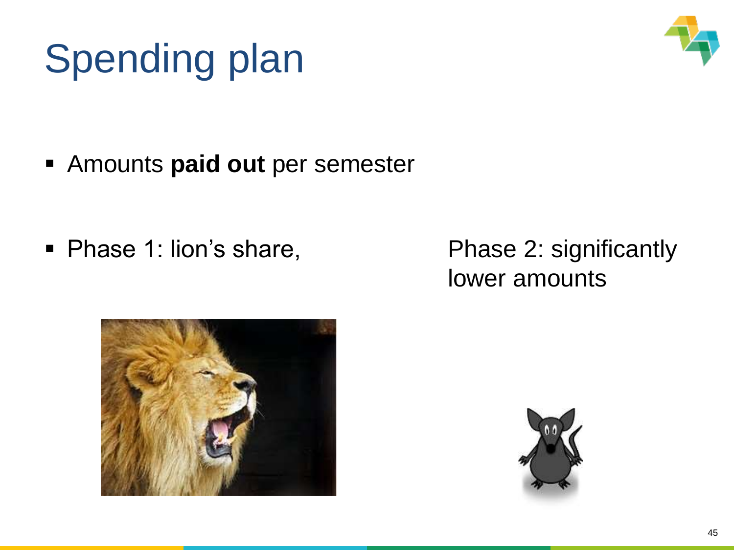# Spending plan

- Amounts **paid out** per semester

- Phase 1: lion's share,

Phase 2: significantly lower amounts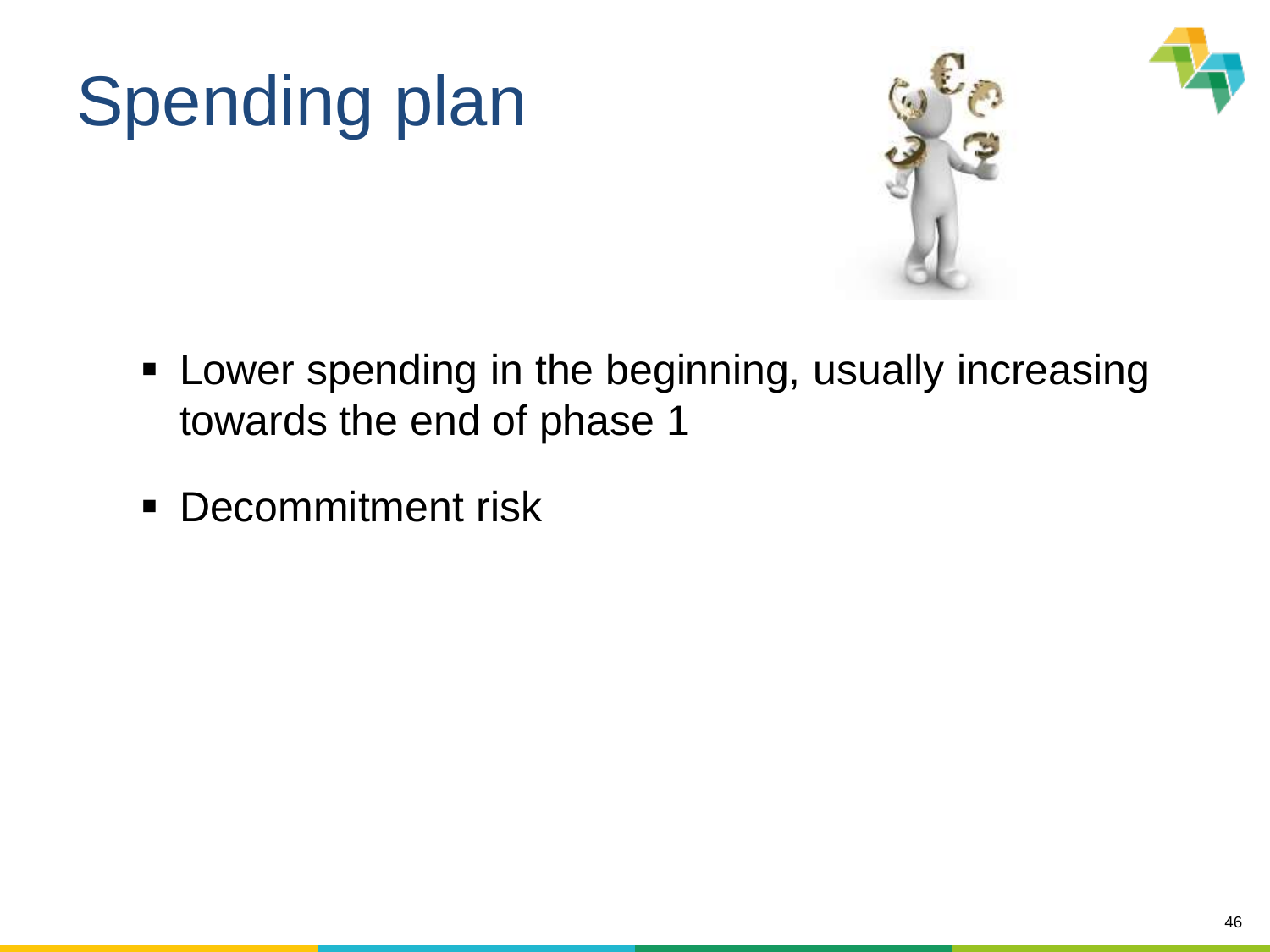# Spending plan

- Lower spending in the beginning, usually increasing towards the end of phase 1
- Decommitment risk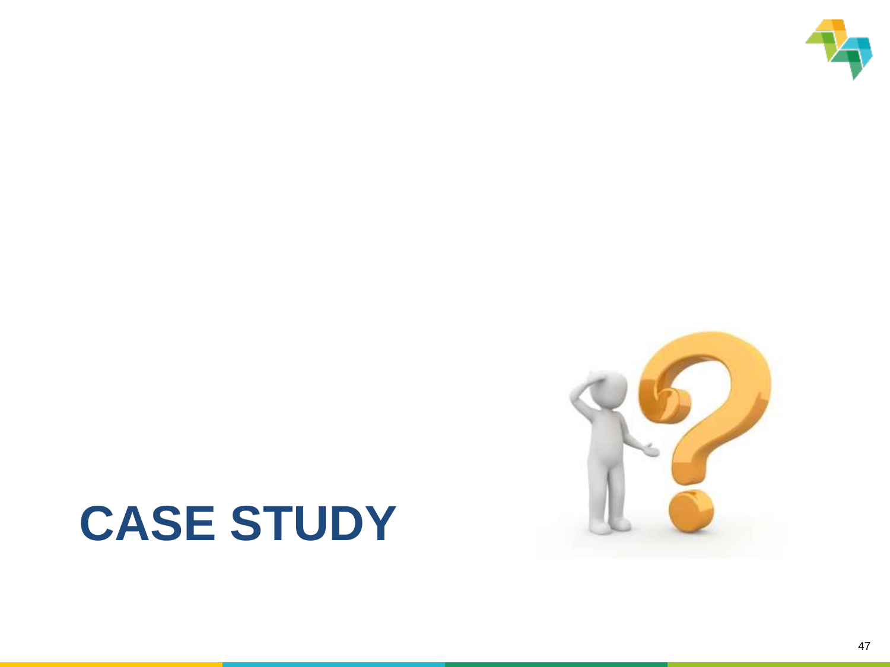# CASE STUDY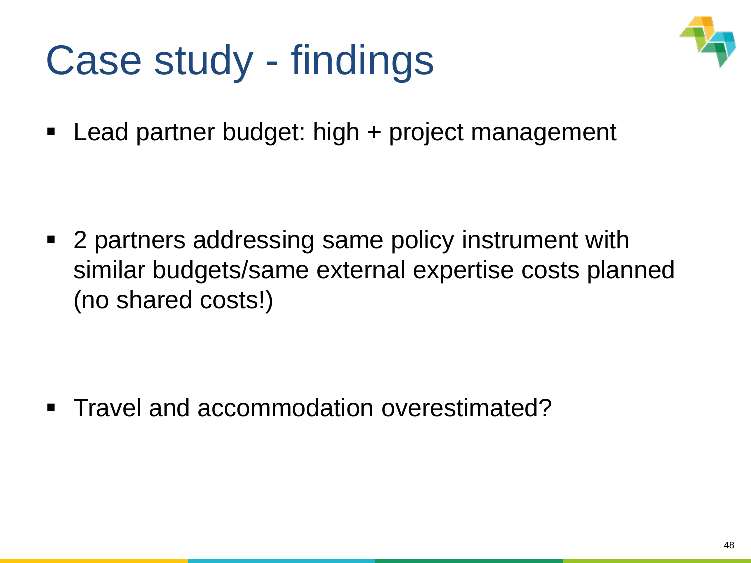# Case study - findings

- Lead partner budget: high + project management

- 2 partners addressing same policy instrument with similar budgets/same external expertise costs planned (no shared costs!)

- Travel and accommodation overestimated?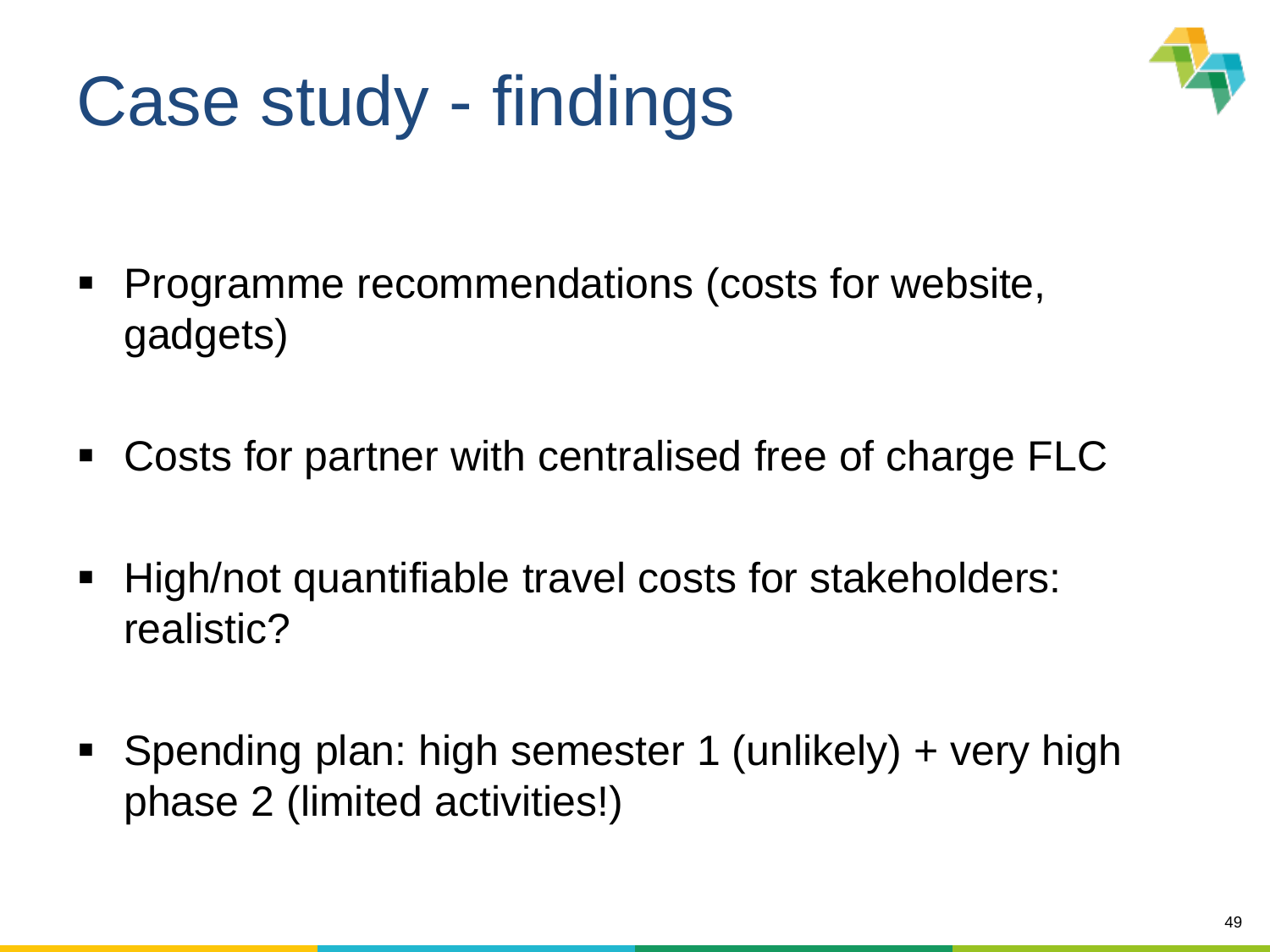# Case study - findings

- Programme recommendations (costs for website, gadgets)
- Costs for partner with centralised free of charge FLC
- High/not quantifiable travel costs for stakeholders: realistic?
- Spending plan: high semester 1 (unlikely) + very high phase 2 (limited activities!)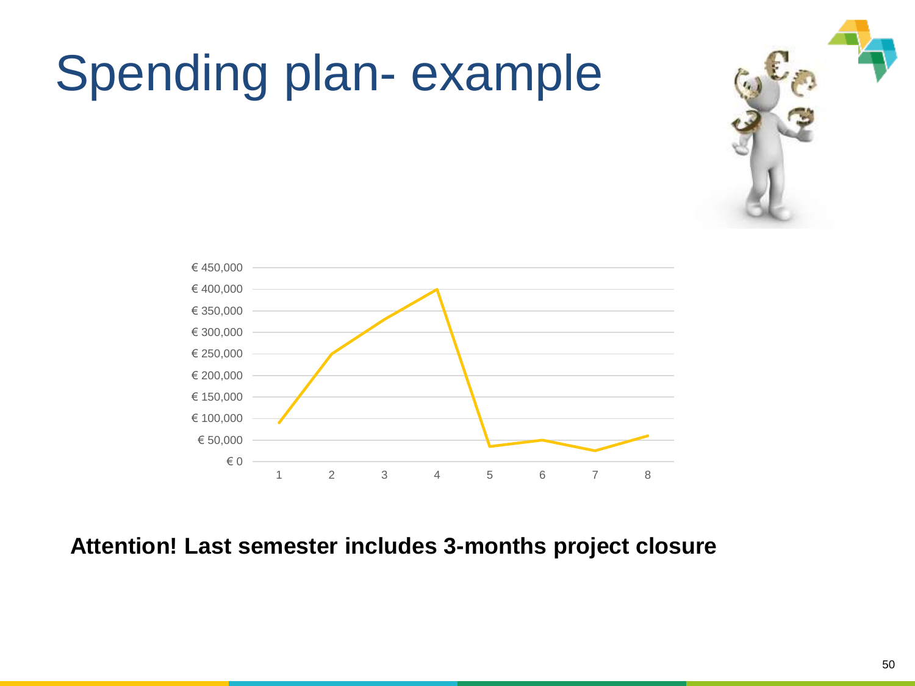# Spending plan- example

**Attention! Last semester includes 3-months project closure**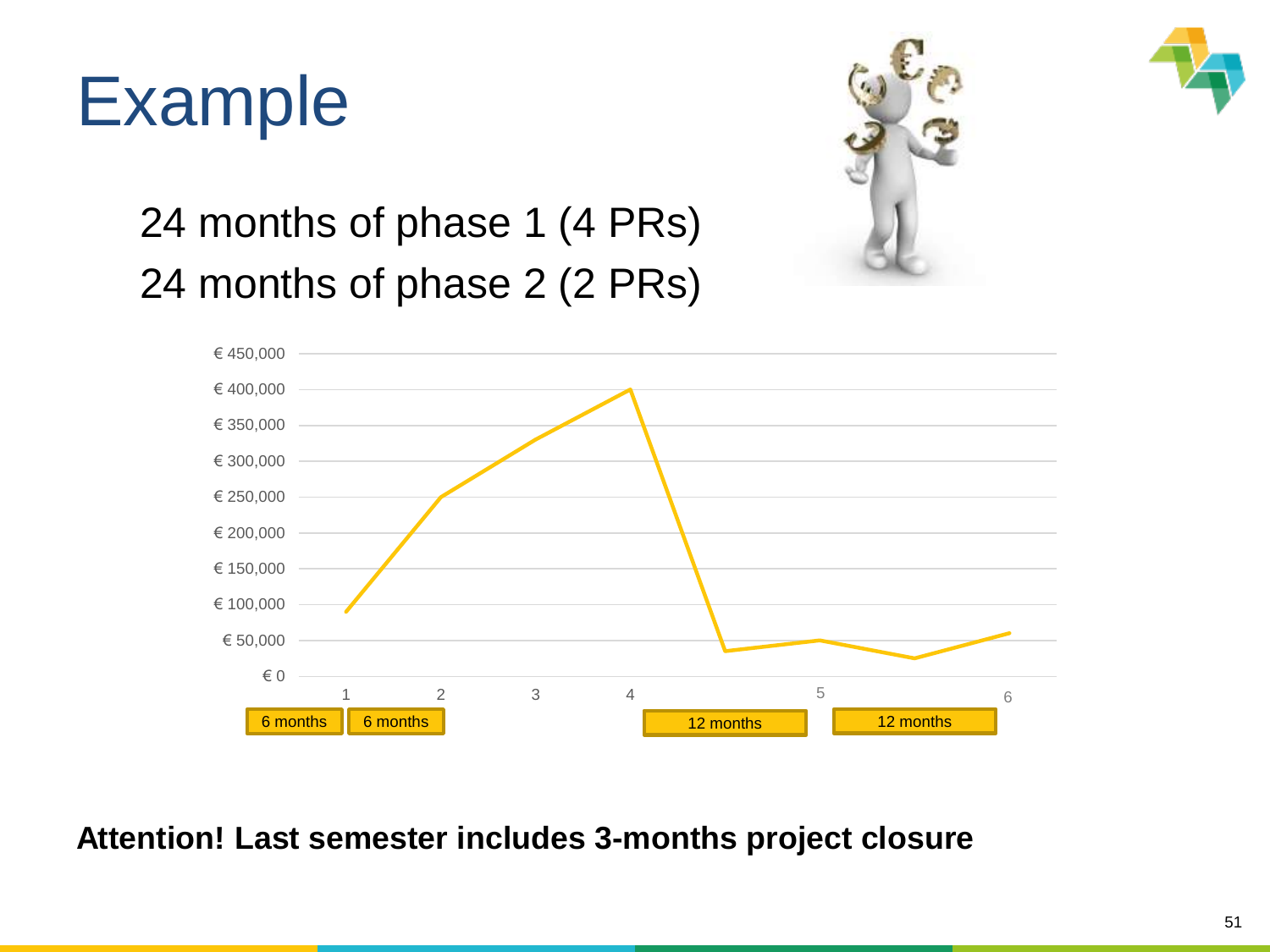# Example

24 months of phase 1 (4 PRs)

24 months of phase 2 (2 PRs)

€ 450,000
€ 400,000
€ 350,000
€ 300,000
€ 250,000
€ 200,000
€ 150,000
€ 100,000
€ 50,000
€ 0

1 2 3 4 5 6

6 months | 6 months | 12 months | 12 months

**Attention! Last semester includes 3-months project closure**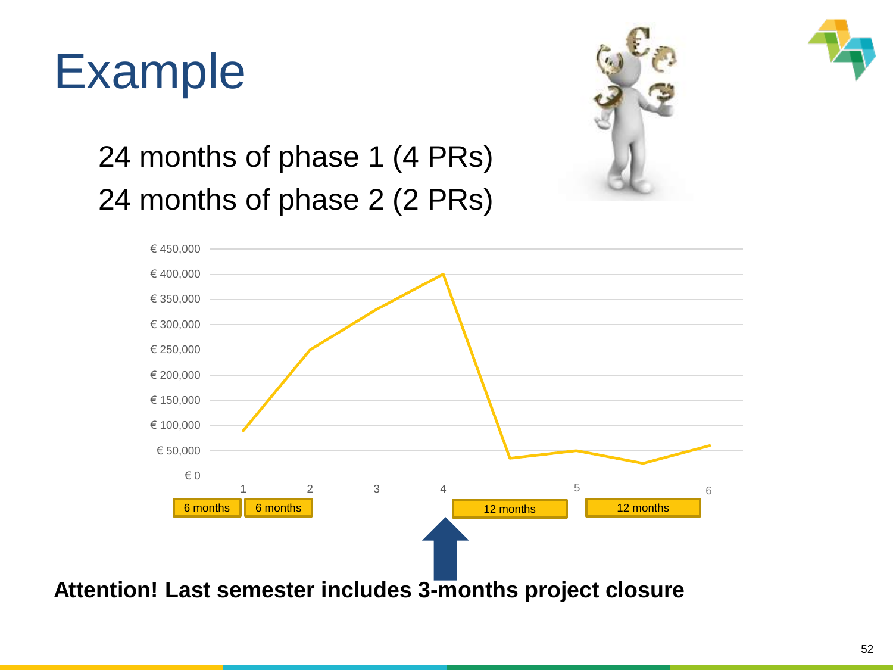# Example

24 months of phase 1 (4 PRs)

24 months of phase 2 (2 PRs)

€ 450,000
€ 400,000
€ 350,000
€ 300,000
€ 250,000
€ 200,000
€ 150,000
€ 100,000
€ 50,000
€ 0

1 2 3 4 5 6

6 months | 6 months | 12 months | 12 months

**Attention! Last semester includes 3-months project closure**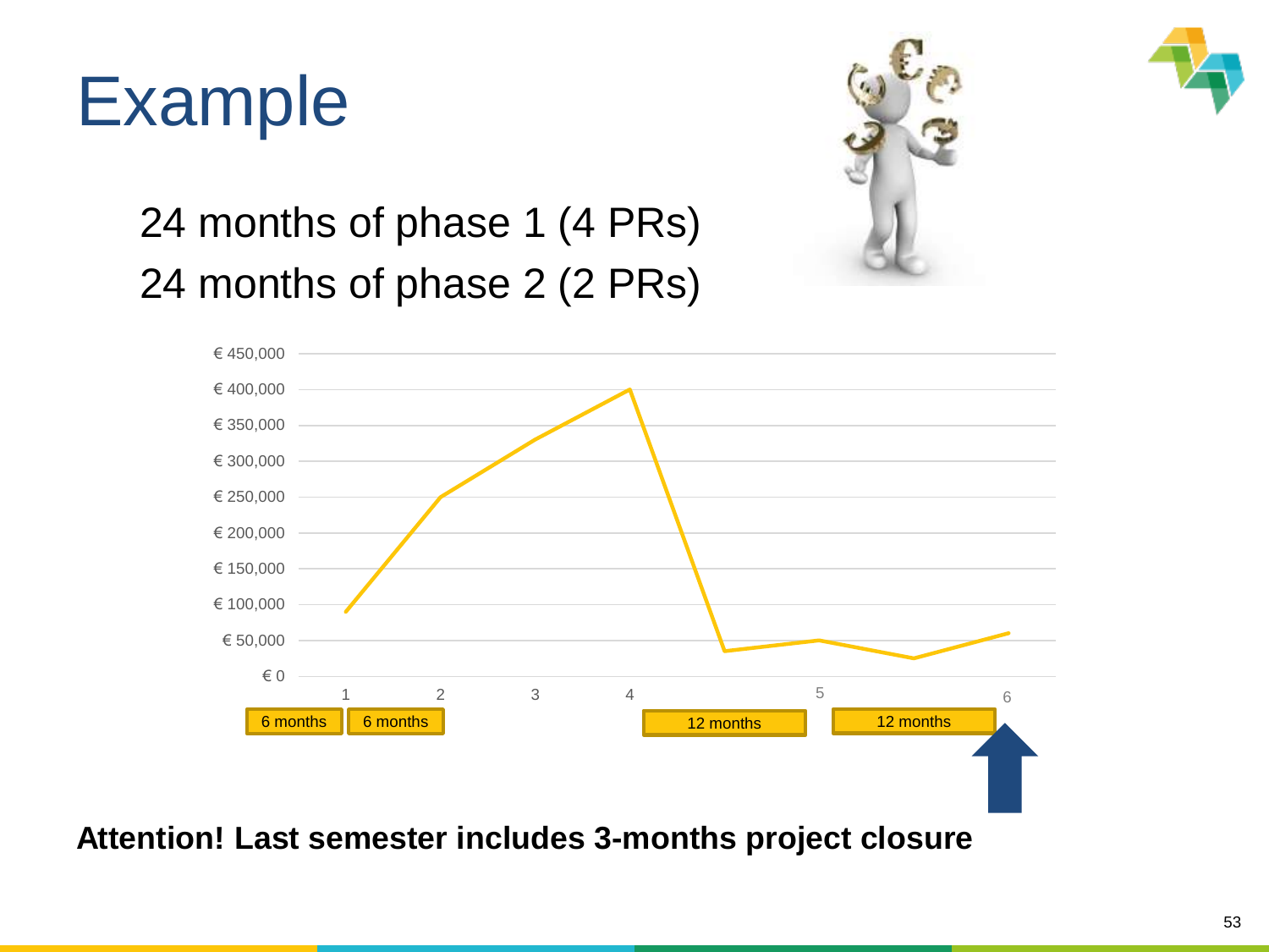# Example

24 months of phase 1 (4 PRs)

24 months of phase 2 (2 PRs)

**Attention! Last semester includes 3-months project closure**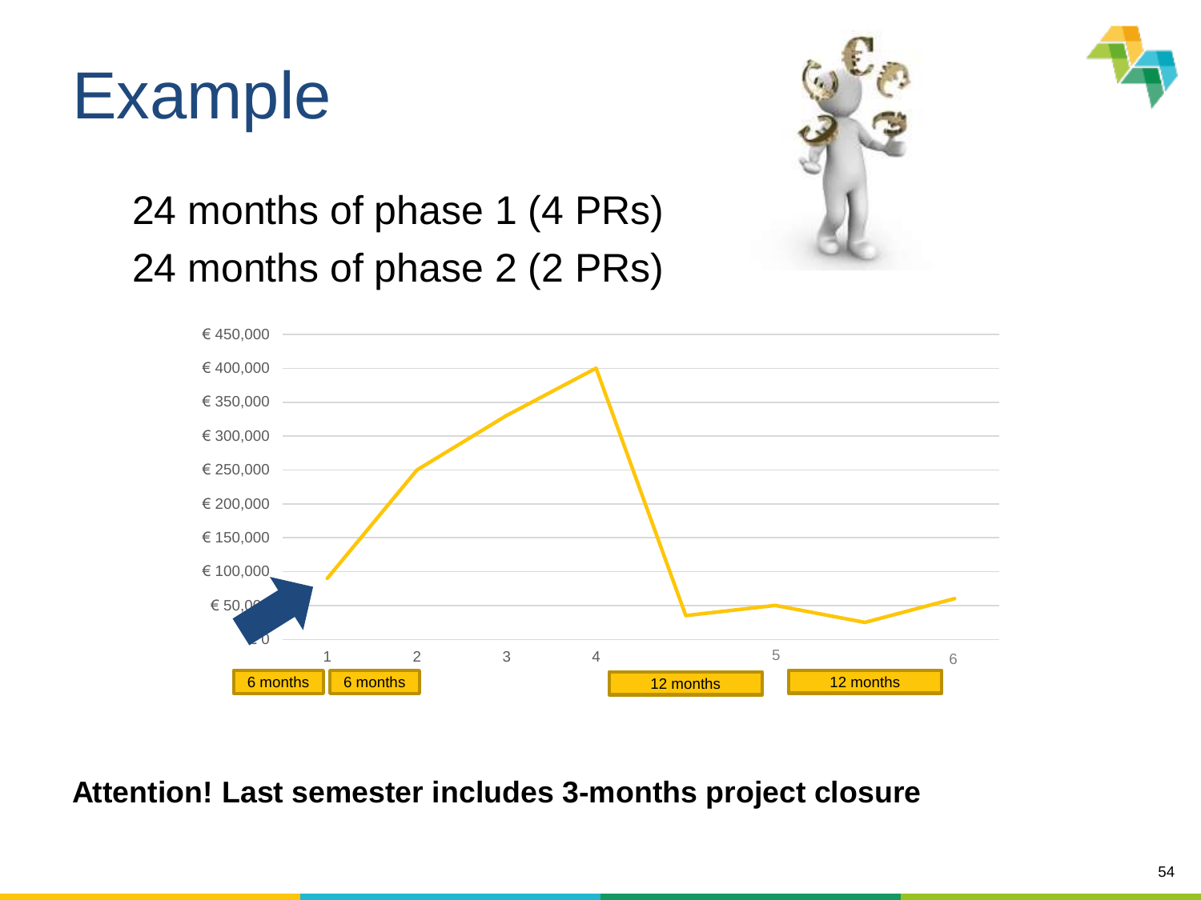# Example

24 months of phase 1 (4 PRs)

24 months of phase 2 (2 PRs)

€ 450,000
€ 400,000
€ 350,000
€ 300,000
€ 250,000
€ 200,000
€ 150,000
€ 100,000
€ 50,000
€ 0

1 2 3 4 5 6

6 months | 6 months | 12 months | 12 months

**Attention! Last semester includes 3-months project closure**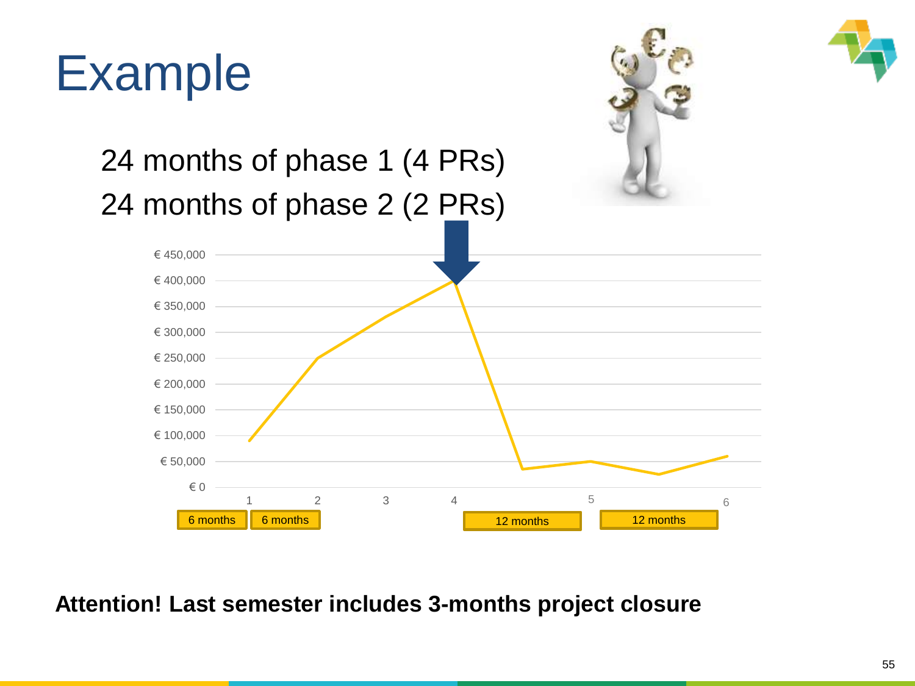# Example

24 months of phase 1 (4 PRs)

24 months of phase 2 (2 PRs)

€ 450,000
€ 400,000
€ 350,000
€ 300,000
€ 250,000
€ 200,000
€ 150,000
€ 100,000
€ 50,000
€ 0

1 2 3 4 5 6

6 months | 6 months | 12 months | 12 months

**Attention! Last semester includes 3-months project closure**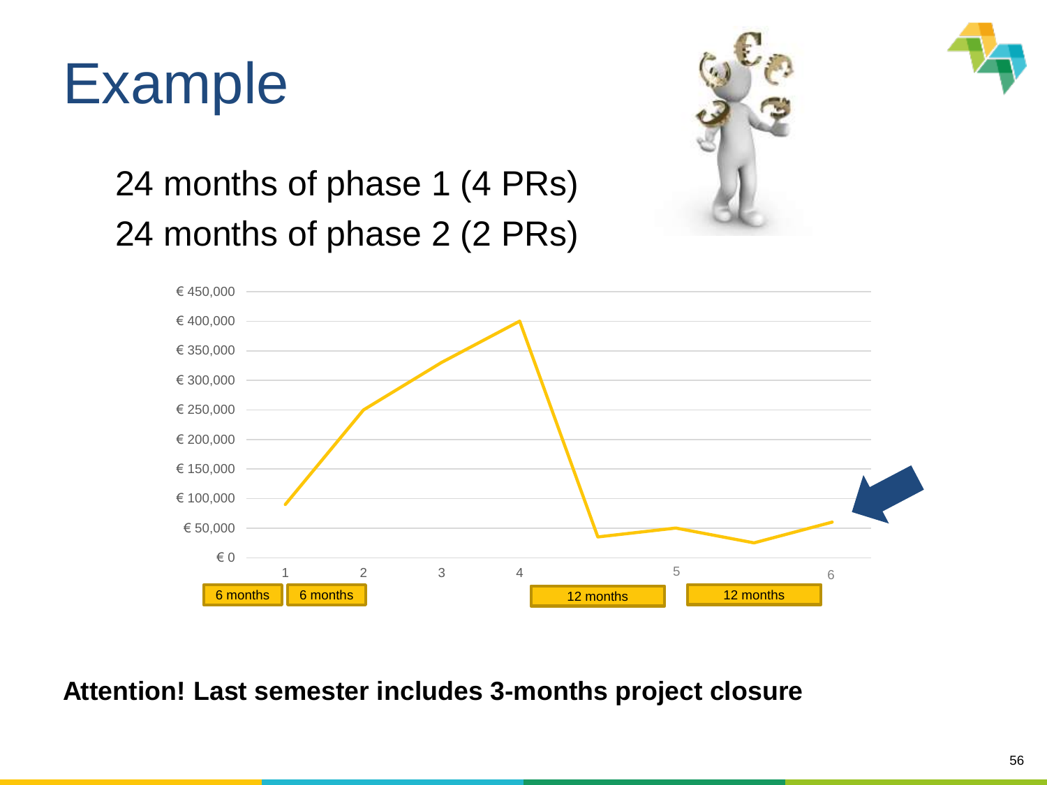# Example

24 months of phase 1 (4 PRs)

24 months of phase 2 (2 PRs)

€ 450,000
€ 400,000
€ 350,000
€ 300,000
€ 250,000
€ 200,000
€ 150,000
€ 100,000
€ 50,000
€ 0

1 2 3 4 5 6

6 months | 6 months | 12 months | 12 months

**Attention! Last semester includes 3-months project closure**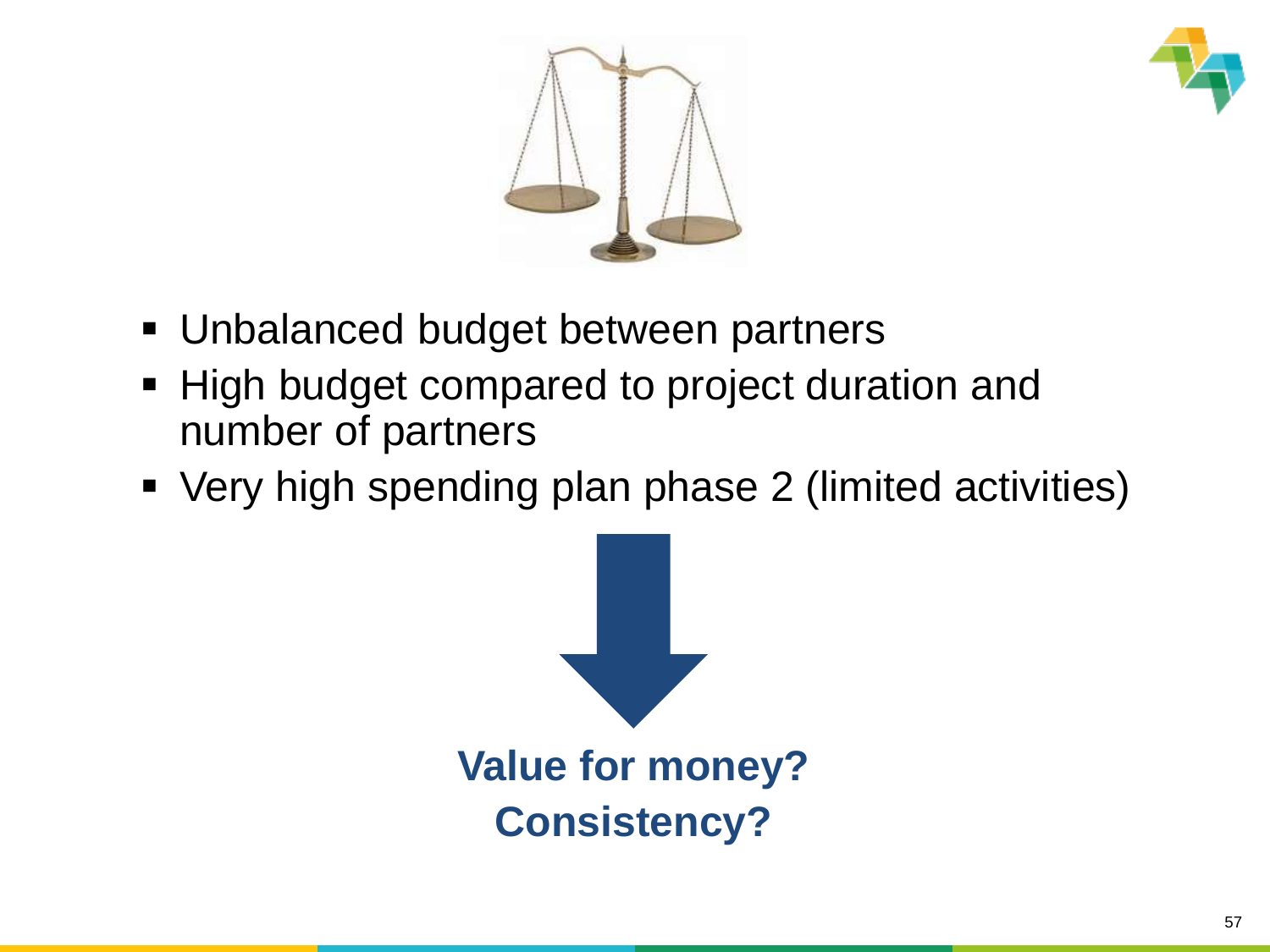- Unbalanced budget between partners
- High budget compared to project duration and number of partners
- Very high spending plan phase 2 (limited activities)

**Value for money?**
**Consistency?**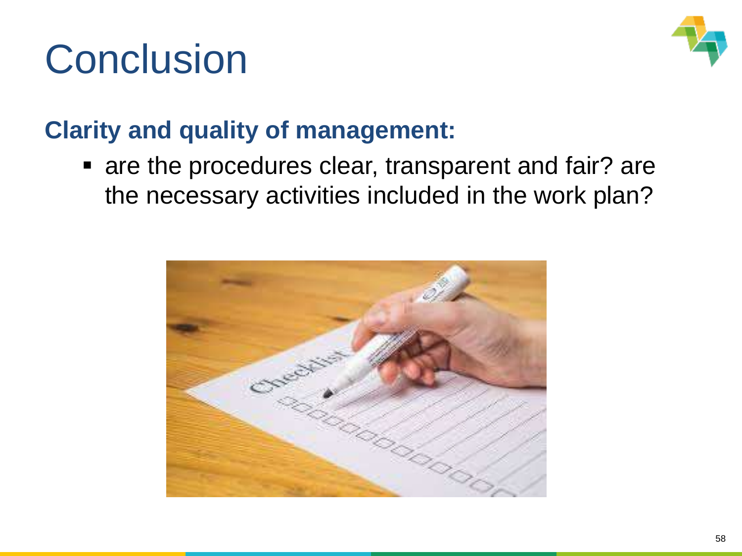# Conclusion

**Clarity and quality of management:**

- are the procedures clear, transparent and fair? are the necessary activities included in the work plan?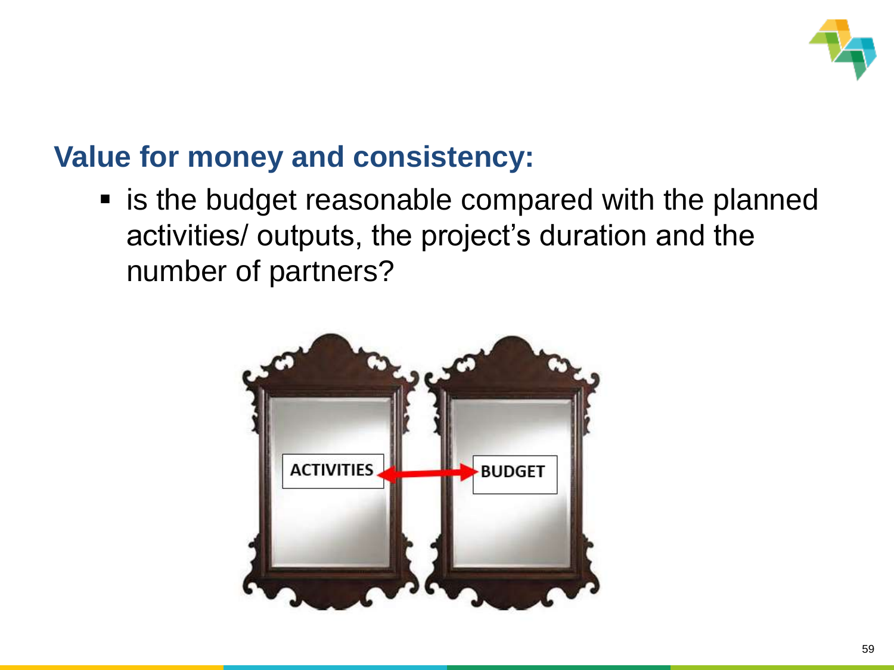## Value for money and consistency:

- is the budget reasonable compared with the planned activities/ outputs, the project's duration and the number of partners?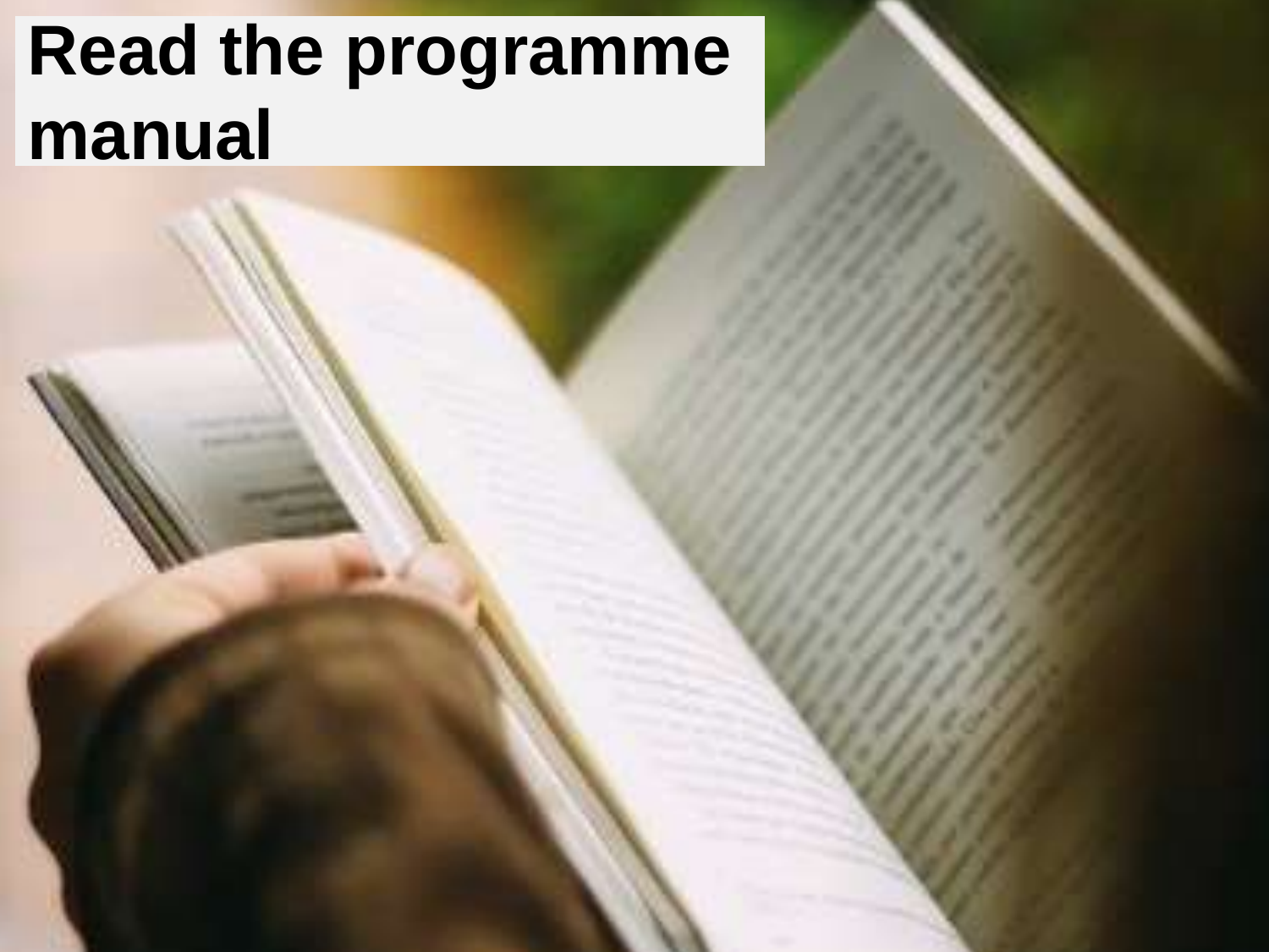# Read the programme manual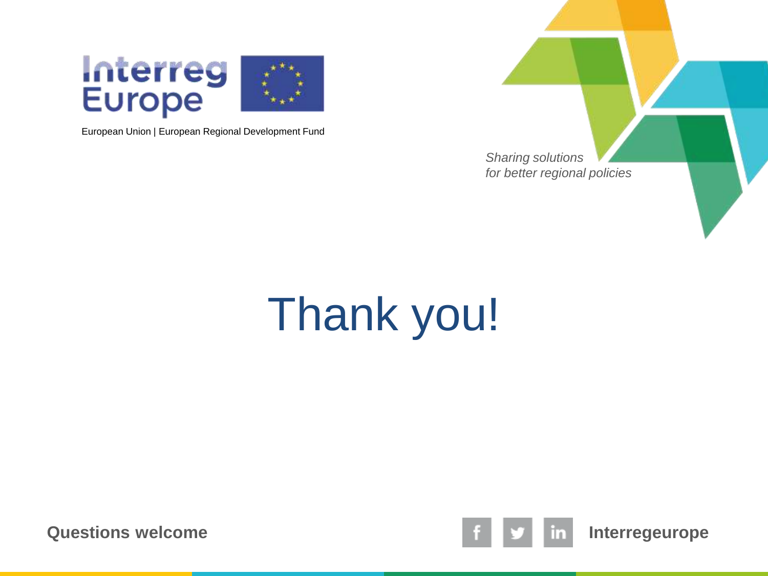European Union | European Regional Development Fund

*Sharing solutions for better regional policies*

# Thank you!

**Questions welcome**

**Interregeurope**